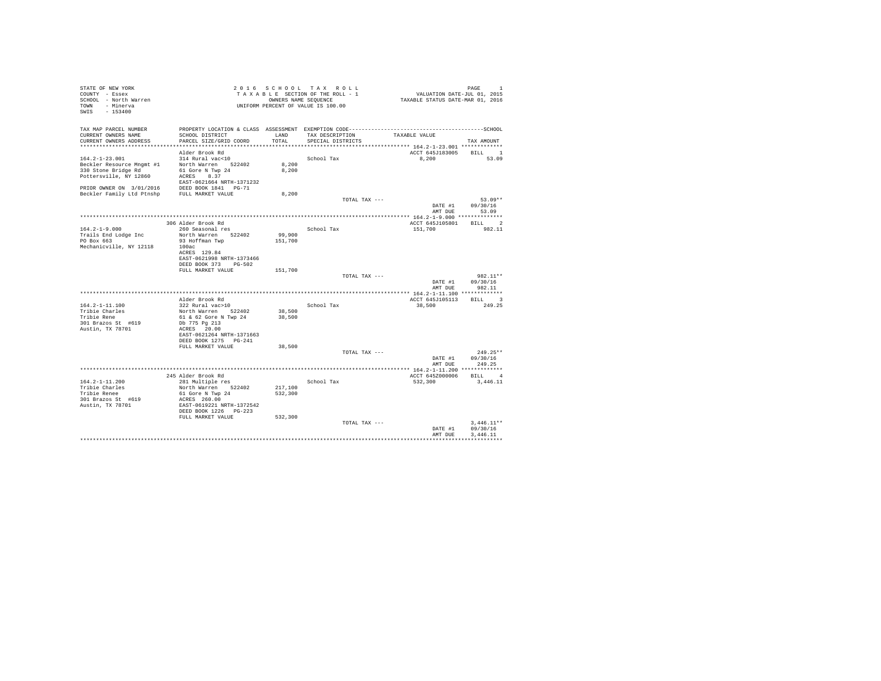STATE OF NEW YORK
COUNTY - Essex
SCHOOL - North Warren
TOWN - Minerva
SWIS - 153400

2 0 1 6 S C H O O L T A X R O L L
T A X A B L E SECTION OF THE ROLL - 1
OWNERS NAME SEQUENCE
UNIFORM PERCENT OF VALUE IS 100.00

VALUATION DATE-JUL 01, 2015
TAXABLE STATUS DATE-MAR 01, 2016

| TAX MAP PARCEL NUMBER / CURRENT OWNERS NAME / CURRENT OWNERS ADDRESS | PROPERTY LOCATION & CLASS / SCHOOL DISTRICT / PARCEL SIZE/GRID COORD | ASSESSMENT LAND / TOTAL | EXEMPTION CODE / TAX DESCRIPTION / SPECIAL DISTRICTS | TAXABLE VALUE | TAX AMOUNT (SCHOOL) |
|---|---|---|---|---|---|
| **164.2-1-23.001** | Alder Brook Rd | | | ACCT 645J183005 | BILL 1 |
| 164.2-1-23.001 | 314 Rural vac<10 | | School Tax | 8,200 | 53.09 |
| Beckler Resource Mngmt #1 | North Warren 522402 | 8,200 | | | |
| 330 Stone Bridge Rd | 61 Gore N Twp 24 | 8,200 | | | |
| Pottersville, NY 12860 | ACRES 8.37 | | | | |
| | EAST-0621664 NRTH-1371232 | | | | |
| PRIOR OWNER ON 3/01/2016 | DEED BOOK 1841 PG-71 | | | | |
| Beckler Family Ltd Ptnshp | FULL MARKET VALUE | 8,200 | | | |
| | | | TOTAL TAX --- | | 53.09** |
| | | | | DATE #1 | 09/30/16 |
| | | | | AMT DUE | 53.09 |
| **164.2-1-9.000** | 306 Alder Brook Rd | | | ACCT 645J105801 | BILL 2 |
| 164.2-1-9.000 | 260 Seasonal res | | School Tax | 151,700 | 982.11 |
| Trails End Lodge Inc | North Warren 522402 | 99,900 | | | |
| PO Box 663 | 93 Hoffman Twp | 151,700 | | | |
| Mechanicville, NY 12118 | 100ac | | | | |
| | ACRES 129.84 | | | | |
| | EAST-0621998 NRTH-1373466 | | | | |
| | DEED BOOK 373 PG-502 | | | | |
| | FULL MARKET VALUE | 151,700 | | | |
| | | | TOTAL TAX --- | | 982.11** |
| | | | | DATE #1 | 09/30/16 |
| | | | | AMT DUE | 982.11 |
| **164.2-1-11.100** | Alder Brook Rd | | | ACCT 645J105113 | BILL 3 |
| 164.2-1-11.100 | 322 Rural vac>10 | | School Tax | 38,500 | 249.25 |
| Tribie Charles | North Warren 522402 | 38,500 | | | |
| Tribie Rene | 61 & 62 Gore N Twp 24 | 38,500 | | | |
| 301 Brazos St #619 | Db 775 Pg 213 | | | | |
| Austin, TX 78701 | ACRES 20.00 | | | | |
| | EAST-0621264 NRTH-1371663 | | | | |
| | DEED BOOK 1275 PG-241 | | | | |
| | FULL MARKET VALUE | 38,500 | | | |
| | | | TOTAL TAX --- | | 249.25** |
| | | | | DATE #1 | 09/30/16 |
| | | | | AMT DUE | 249.25 |
| **164.2-1-11.200** | 245 Alder Brook Rd | | | ACCT 645Z000006 | BILL 4 |
| 164.2-1-11.200 | 281 Multiple res | | School Tax | 532,300 | 3,446.11 |
| Tribie Charles | North Warren 522402 | 217,100 | | | |
| Tribie Renee | 61 Gore N Twp 24 | 532,300 | | | |
| 301 Brazos St #619 | ACRES 260.00 | | | | |
| Austin, TX 78701 | EAST-0619221 NRTH-1372542 | | | | |
| | DEED BOOK 1226 PG-223 | | | | |
| | FULL MARKET VALUE | 532,300 | | | |
| | | | TOTAL TAX --- | | 3,446.11** |
| | | | | DATE #1 | 09/30/16 |
| | | | | AMT DUE | 3,446.11 |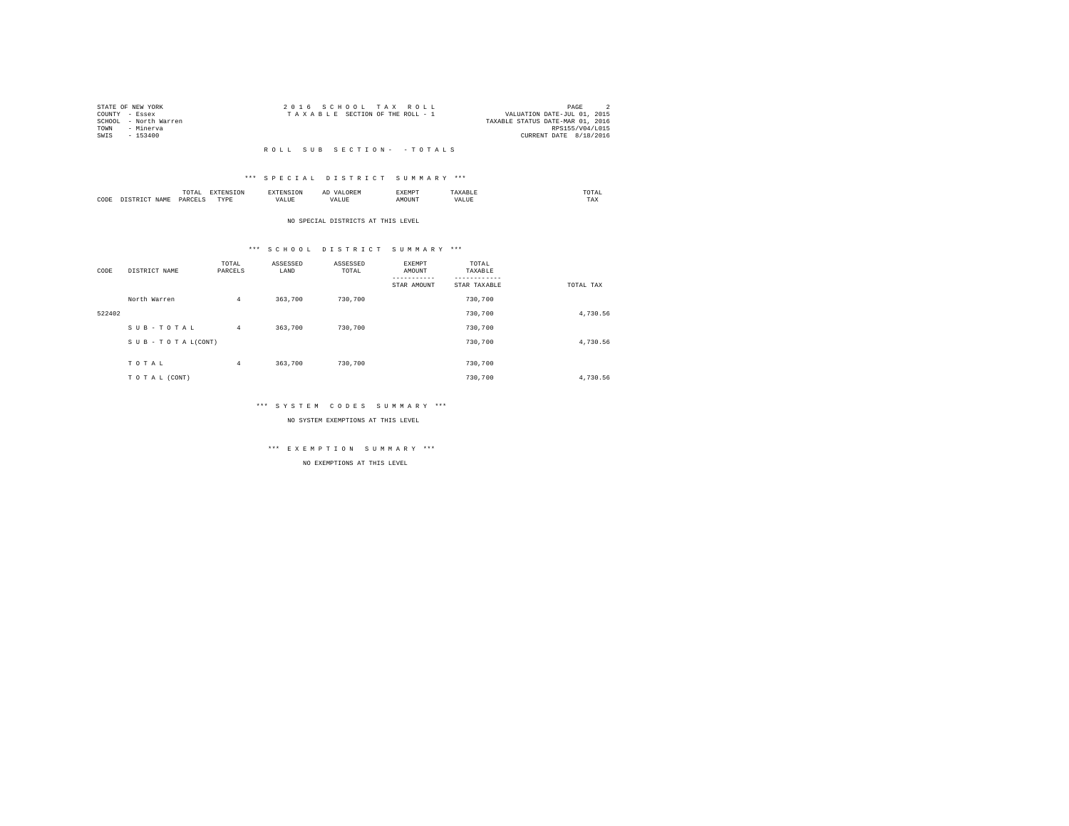STATE OF NEW YORK
COUNTY - Essex
SCHOOL - North Warren
TOWN - Minerva
SWIS - 153400

2 0 1 6 S C H O O L T A X R O L L
T A X A B L E SECTION OF THE ROLL - 1

VALUATION DATE-JUL 01, 2015
TAXABLE STATUS DATE-MAR 01, 2016
RPS155/V04/L015
CURRENT DATE 8/18/2016

R O L L S U B S E C T I O N - - T O T A L S

*** S P E C I A L D I S T R I C T S U M M A R Y ***

| CODE | DISTRICT NAME | TOTAL PARCELS | EXTENSION TYPE | EXTENSION VALUE | AD VALOREM VALUE | EXEMPT AMOUNT | TAXABLE VALUE | TOTAL TAX |
|---|---|---|---|---|---|---|---|---|

NO SPECIAL DISTRICTS AT THIS LEVEL

*** S C H O O L D I S T R I C T S U M M A R Y ***

| CODE | DISTRICT NAME | TOTAL PARCELS | ASSESSED LAND | ASSESSED TOTAL | EXEMPT AMOUNT<br>-----------<br>STAR AMOUNT | TOTAL TAXABLE<br>------------<br>STAR TAXABLE | TOTAL TAX |
|---|---|---|---|---|---|---|---|
| | North Warren | 4 | 363,700 | 730,700 | | 730,700 | |
| 522402 | | | | | | 730,700 | 4,730.56 |
| | S U B - T O T A L | 4 | 363,700 | 730,700 | | 730,700 | |
| | S U B - T O T A L(CONT) | | | | | 730,700 | 4,730.56 |
| | T O T A L | 4 | 363,700 | 730,700 | | 730,700 | |
| | T O T A L (CONT) | | | | | 730,700 | 4,730.56 |

*** S Y S T E M C O D E S S U M M A R Y ***

NO SYSTEM EXEMPTIONS AT THIS LEVEL

*** E X E M P T I O N S U M M A R Y ***

NO EXEMPTIONS AT THIS LEVEL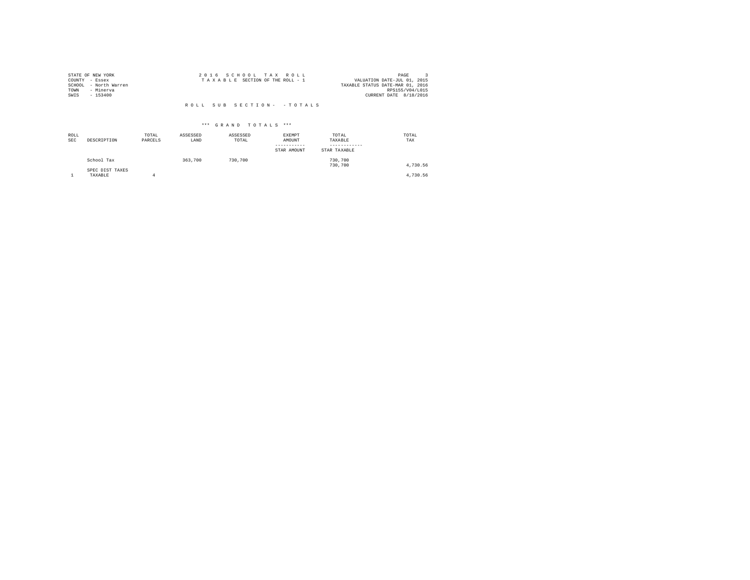STATE OF NEW YORK
COUNTY - Essex
SCHOOL - North Warren
TOWN - Minerva
SWIS - 153400

2 0 1 6 S C H O O L T A X R O L L
T A X A B L E SECTION OF THE ROLL - 1

VALUATION DATE-JUL 01, 2015
TAXABLE STATUS DATE-MAR 01, 2016
RPS155/V04/L015
CURRENT DATE 8/18/2016

R O L L S U B S E C T I O N - - T O T A L S

*** G R A N D T O T A L S ***

| ROLL SEC | DESCRIPTION | TOTAL PARCELS | ASSESSED LAND | ASSESSED TOTAL | EXEMPT AMOUNT / STAR AMOUNT | TOTAL TAXABLE / STAR TAXABLE | TOTAL TAX |
|---|---|---|---|---|---|---|---|
| | School Tax | | 363,700 | 730,700 | | 730,700<br>730,700 | 4,730.56 |
| | SPEC DIST TAXES | | | | | | |
| 1 | TAXABLE | 4 | | | | | 4,730.56 |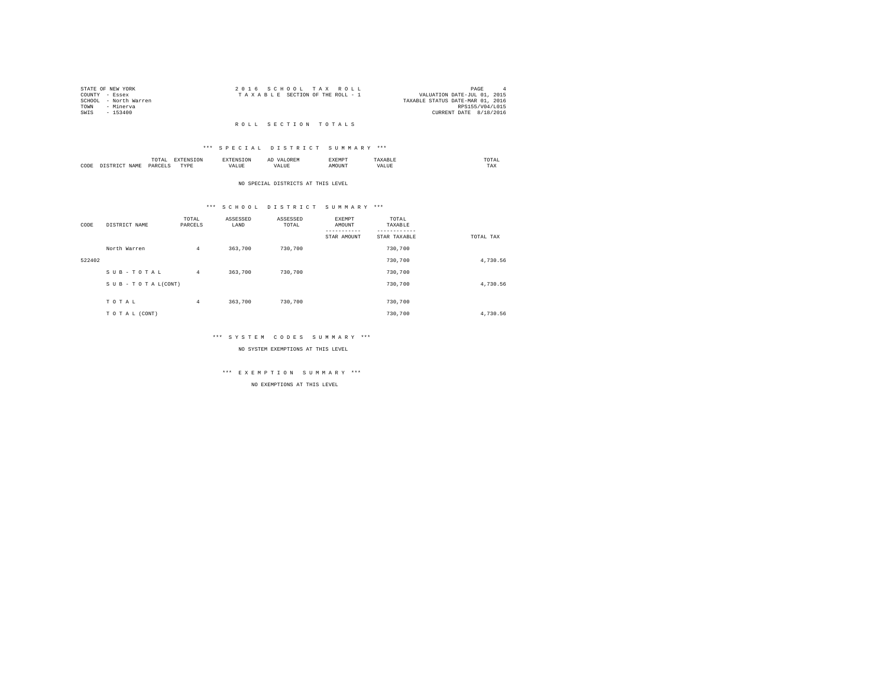STATE OF NEW YORK
COUNTY - Essex
SCHOOL - North Warren
TOWN - Minerva
SWIS - 153400

2 0 1 6 S C H O O L T A X R O L L
T A X A B L E SECTION OF THE ROLL - 1

VALUATION DATE-JUL 01, 2015
TAXABLE STATUS DATE-MAR 01, 2016
RPS155/V04/L015
CURRENT DATE 8/18/2016

R O L L S E C T I O N T O T A L S

*** S P E C I A L D I S T R I C T S U M M A R Y ***

| CODE | DISTRICT NAME | TOTAL PARCELS | EXTENSION TYPE | EXTENSION VALUE | AD VALOREM VALUE | EXEMPT AMOUNT | TAXABLE VALUE | TOTAL TAX |
|---|---|---|---|---|---|---|---|---|

NO SPECIAL DISTRICTS AT THIS LEVEL

*** S C H O O L D I S T R I C T S U M M A R Y ***

| CODE | DISTRICT NAME | TOTAL PARCELS | ASSESSED LAND | ASSESSED TOTAL | EXEMPT AMOUNT / STAR AMOUNT | TOTAL TAXABLE / STAR TAXABLE | TOTAL TAX |
|---|---|---|---|---|---|---|---|
| | North Warren | 4 | 363,700 | 730,700 | | 730,700 | |
| 522402 | | | | | | 730,700 | 4,730.56 |
| | S U B - T O T A L | 4 | 363,700 | 730,700 | | 730,700 | |
| | S U B - T O T A L(CONT) | | | | | 730,700 | 4,730.56 |
| | T O T A L | 4 | 363,700 | 730,700 | | 730,700 | |
| | T O T A L (CONT) | | | | | 730,700 | 4,730.56 |

*** S Y S T E M C O D E S S U M M A R Y ***

NO SYSTEM EXEMPTIONS AT THIS LEVEL

*** E X E M P T I O N S U M M A R Y ***

NO EXEMPTIONS AT THIS LEVEL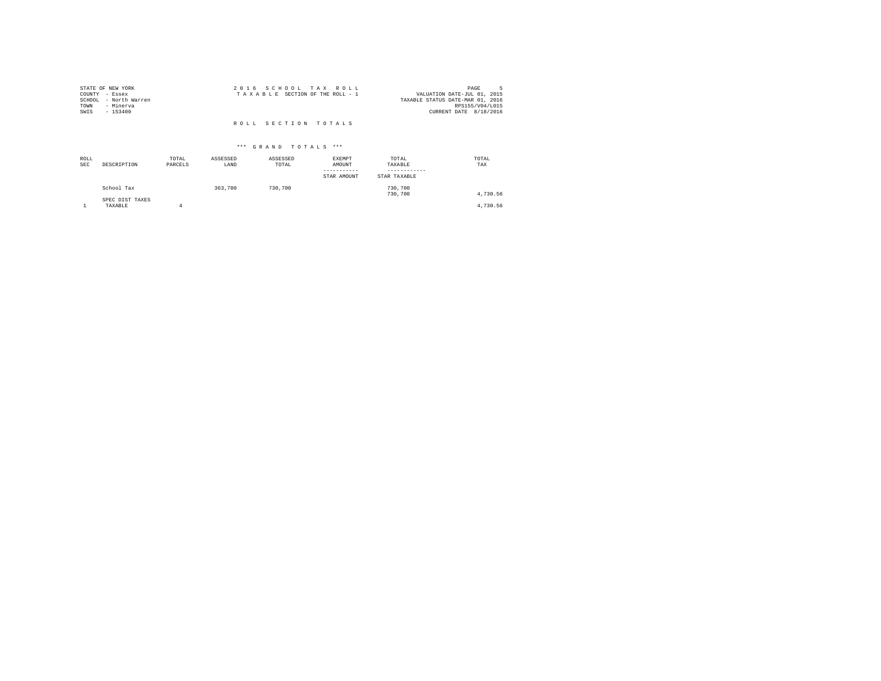STATE OF NEW YORK
COUNTY - Essex
SCHOOL - North Warren
TOWN - Minerva
SWIS - 153400

2 0 1 6 S C H O O L T A X R O L L
T A X A B L E SECTION OF THE ROLL - 1

VALUATION DATE-JUL 01, 2015
TAXABLE STATUS DATE-MAR 01, 2016
RPS155/V04/L015
CURRENT DATE 8/18/2016

R O L L S E C T I O N T O T A L S

*** G R A N D T O T A L S ***

| ROLL SEC | DESCRIPTION | TOTAL PARCELS | ASSESSED LAND | ASSESSED TOTAL | EXEMPT AMOUNT / STAR AMOUNT | TOTAL TAXABLE / STAR TAXABLE | TOTAL TAX |
|---|---|---|---|---|---|---|---|
| | School Tax | | 363,700 | 730,700 | | 730,700 / 730,700 | 4,730.56 |
| | SPEC DIST TAXES | | | | | | |
| 1 | TAXABLE | 4 | | | | | 4,730.56 |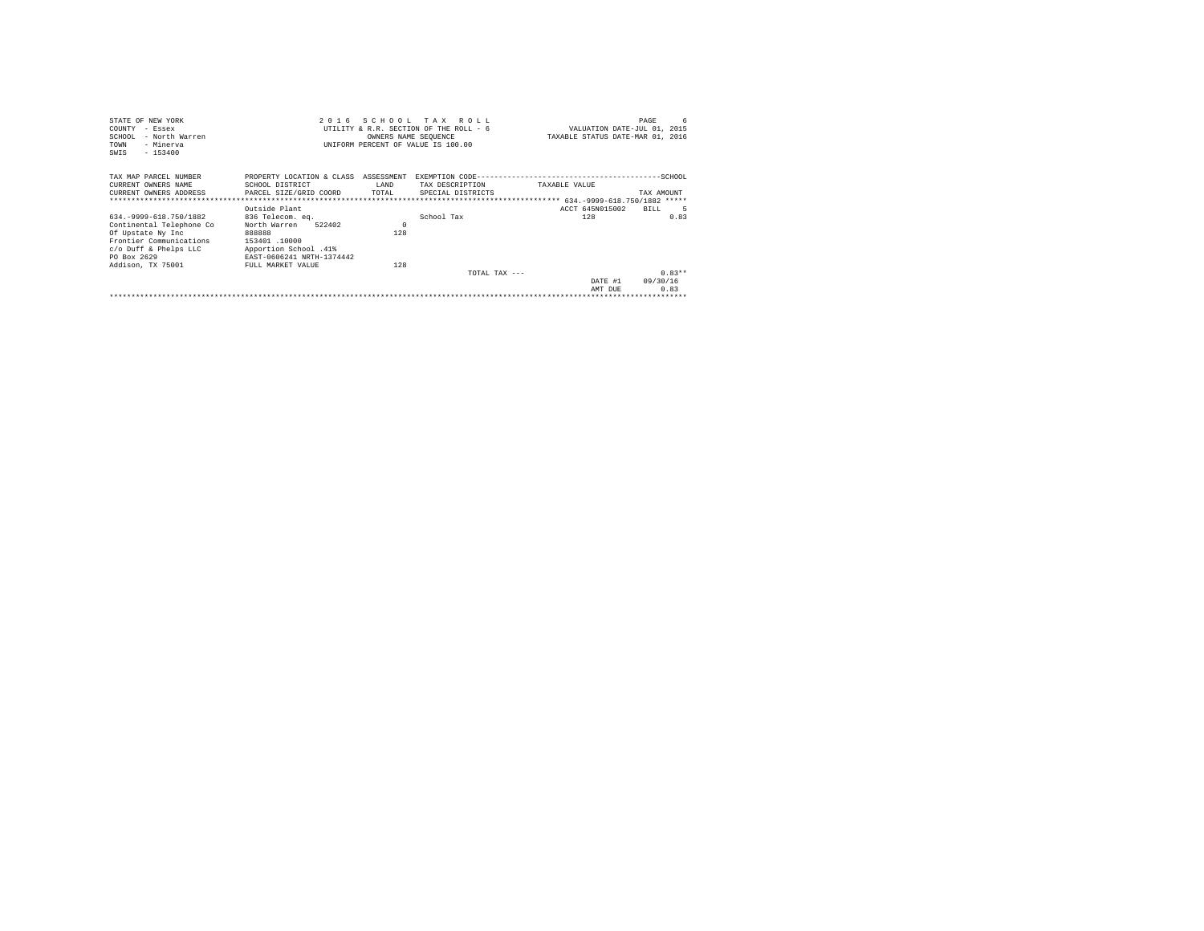STATE OF NEW YORK
COUNTY - Essex
SCHOOL - North Warren
TOWN - Minerva
SWIS - 153400

2 0 1 6 S C H O O L T A X R O L L
UTILITY & R.R. SECTION OF THE ROLL - 6
OWNERS NAME SEQUENCE
UNIFORM PERCENT OF VALUE IS 100.00

VALUATION DATE-JUL 01, 2015
TAXABLE STATUS DATE-MAR 01, 2016

| TAX MAP PARCEL NUMBER / CURRENT OWNERS NAME / CURRENT OWNERS ADDRESS | PROPERTY LOCATION & CLASS / SCHOOL DISTRICT / PARCEL SIZE/GRID COORD | ASSESSMENT LAND / TOTAL | EXEMPTION CODE / TAX DESCRIPTION / SPECIAL DISTRICTS | TAXABLE VALUE | TAX AMOUNT |
|---|---|---|---|---|---|
| 634.-9999-618.750/1882 | | | | ACCT 645N015002 | BILL 5 |
| | Outside Plant | | | | |
| 634.-9999-618.750/1882 | 836 Telecom. eq. | | School Tax | 128 | 0.83 |
| Continental Telephone Co | North Warren 522402 | 0 | | | |
| Of Upstate Ny Inc | 888888 | 128 | | | |
| Frontier Communications | 153401 .10000 | | | | |
| c/o Duff & Phelps LLC | Apportion School .41% | | | | |
| PO Box 2629 | EAST-0606241 NRTH-1374442 | | | | |
| Addison, TX 75001 | FULL MARKET VALUE | 128 | | | |
| | | | TOTAL TAX --- | | 0.83** |
| | | | | DATE #1 | 09/30/16 |
| | | | | AMT DUE | 0.83 |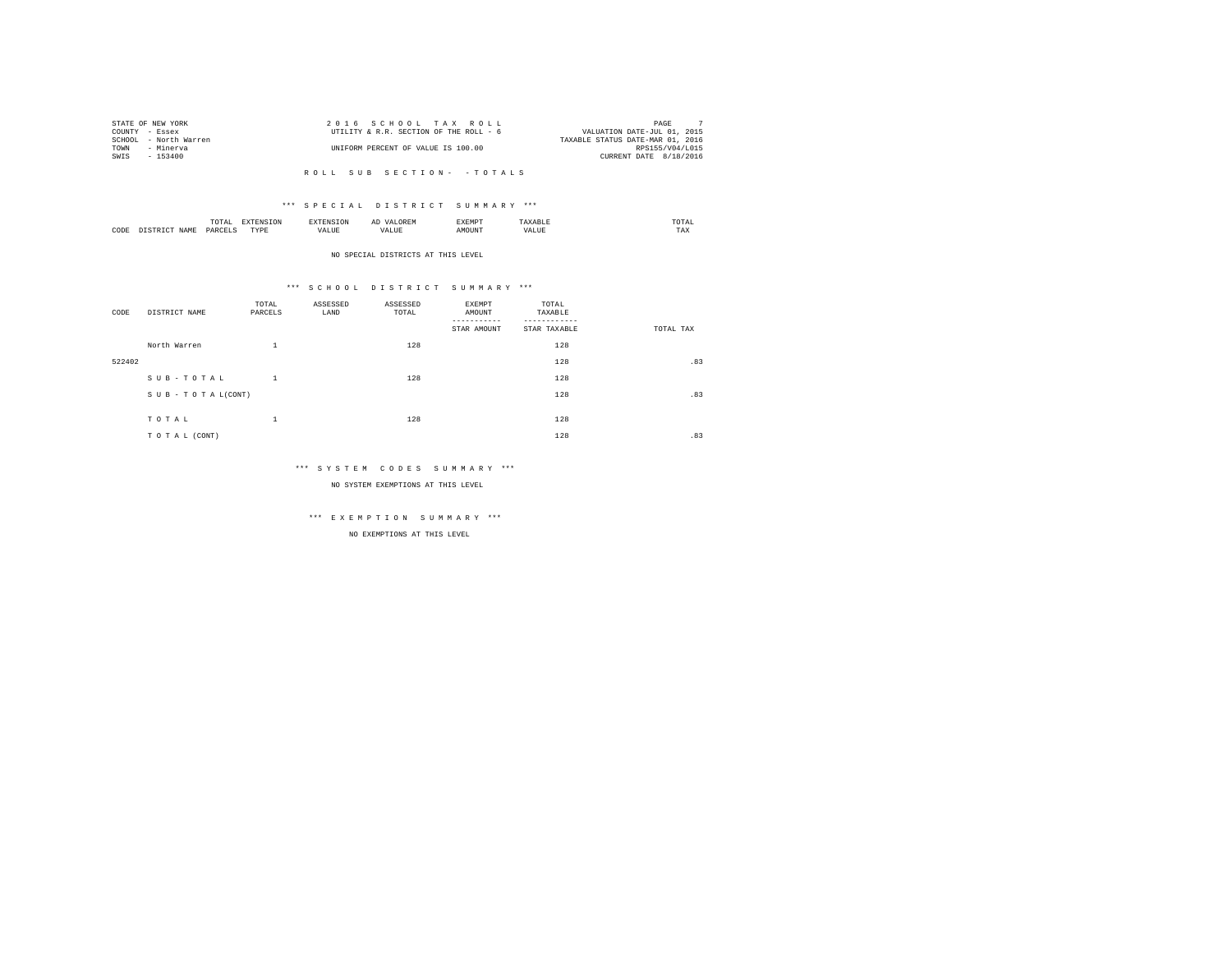STATE OF NEW YORK
COUNTY - Essex
SCHOOL - North Warren
TOWN - Minerva
SWIS - 153400

2016 SCHOOL TAX ROLL
UTILITY & R.R. SECTION OF THE ROLL - 6
UNIFORM PERCENT OF VALUE IS 100.00

VALUATION DATE-JUL 01, 2015
TAXABLE STATUS DATE-MAR 01, 2016
RPS155/V04/L015
CURRENT DATE 8/18/2016

ROLL SUB SECTION- -TOTALS

*** SPECIAL DISTRICT SUMMARY ***

| CODE | DISTRICT NAME | TOTAL PARCELS | EXTENSION TYPE | EXTENSION VALUE | AD VALOREM VALUE | EXEMPT AMOUNT | TAXABLE VALUE | TOTAL TAX |
|---|---|---|---|---|---|---|---|---|

NO SPECIAL DISTRICTS AT THIS LEVEL

*** SCHOOL DISTRICT SUMMARY ***

| CODE | DISTRICT NAME | TOTAL PARCELS | ASSESSED LAND | ASSESSED TOTAL | EXEMPT AMOUNT / STAR AMOUNT | TOTAL TAXABLE / STAR TAXABLE | TOTAL TAX |
|---|---|---|---|---|---|---|---|
| | North Warren | 1 | | 128 | | 128 | |
| 522402 | | | | | | 128 | .83 |
| | SUB-TOTAL | 1 | | 128 | | 128 | |
| | SUB-TOTAL(CONT) | | | | | 128 | .83 |
| | TOTAL | 1 | | 128 | | 128 | |
| | TOTAL (CONT) | | | | | 128 | .83 |

*** SYSTEM CODES SUMMARY ***

NO SYSTEM EXEMPTIONS AT THIS LEVEL

*** EXEMPTION SUMMARY ***

NO EXEMPTIONS AT THIS LEVEL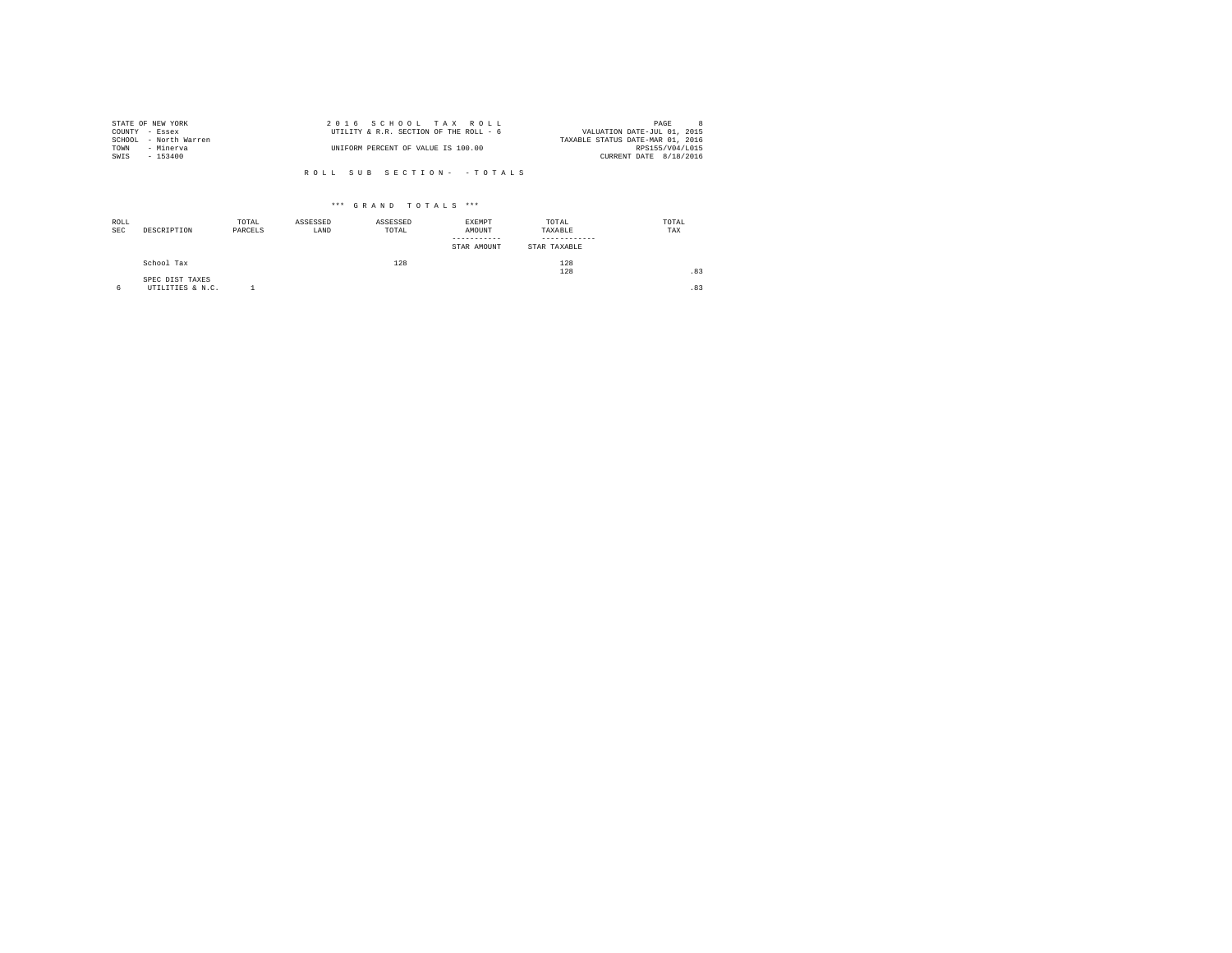STATE OF NEW YORK
COUNTY - Essex
SCHOOL - North Warren
TOWN - Minerva
SWIS - 153400

2 0 1 6 S C H O O L T A X R O L L
UTILITY & R.R. SECTION OF THE ROLL - 6

UNIFORM PERCENT OF VALUE IS 100.00

VALUATION DATE-JUL 01, 2015
TAXABLE STATUS DATE-MAR 01, 2016
RPS155/V04/L015
CURRENT DATE 8/18/2016

R O L L S U B S E C T I O N - - T O T A L S

*** G R A N D T O T A L S ***

| ROLL SEC | DESCRIPTION | TOTAL PARCELS | ASSESSED LAND | ASSESSED TOTAL | EXEMPT AMOUNT / STAR AMOUNT | TOTAL TAXABLE / STAR TAXABLE | TOTAL TAX |
|---|---|---|---|---|---|---|---|
| | School Tax | | | 128 | | 128<br>128 | .83 |
| | SPEC DIST TAXES | | | | | | |
| 6 | UTILITIES & N.C. | 1 | | | | | .83 |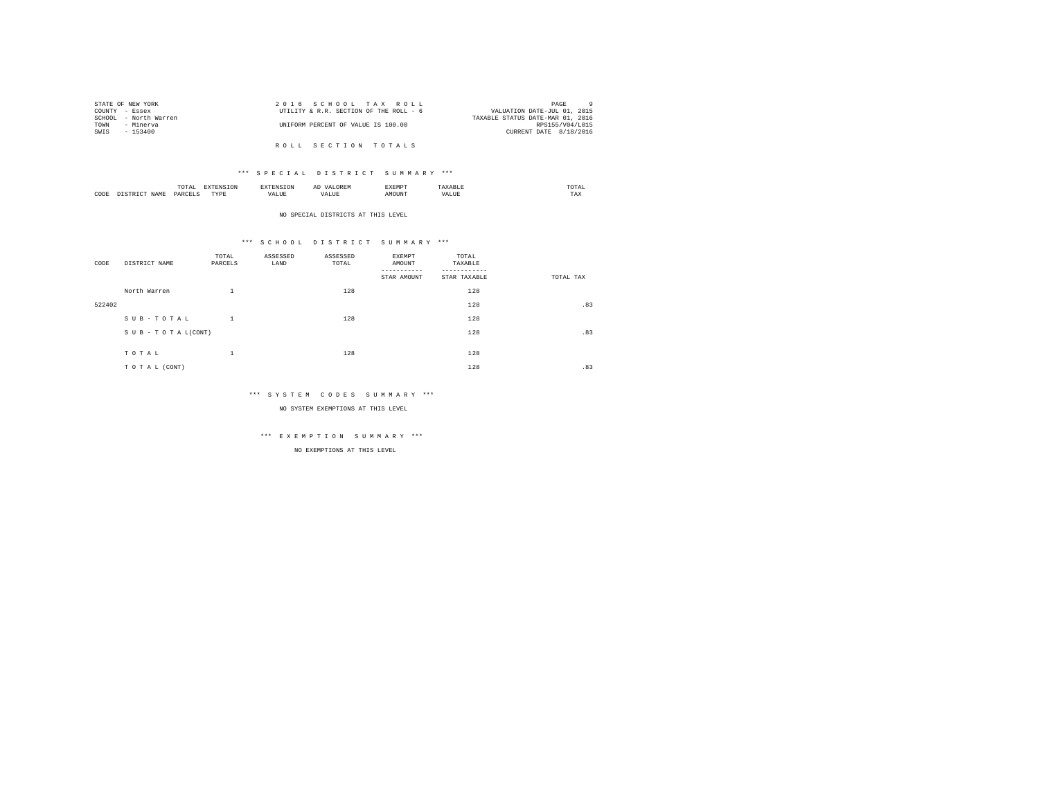STATE OF NEW YORK
COUNTY - Essex
SCHOOL - North Warren
TOWN - Minerva
SWIS - 153400

2 0 1 6 S C H O O L T A X R O L L
UTILITY & R.R. SECTION OF THE ROLL - 6
UNIFORM PERCENT OF VALUE IS 100.00

VALUATION DATE-JUL 01, 2015
TAXABLE STATUS DATE-MAR 01, 2016
RPS155/V04/L015
CURRENT DATE 8/18/2016

## R O L L S E C T I O N T O T A L S

### *** S P E C I A L D I S T R I C T S U M M A R Y ***

| CODE | DISTRICT NAME | TOTAL PARCELS | EXTENSION TYPE | EXTENSION VALUE | AD VALOREM VALUE | EXEMPT AMOUNT | TAXABLE VALUE | TOTAL TAX |
|---|---|---|---|---|---|---|---|---|

NO SPECIAL DISTRICTS AT THIS LEVEL

### *** S C H O O L D I S T R I C T S U M M A R Y ***

| CODE | DISTRICT NAME | TOTAL PARCELS | ASSESSED LAND | ASSESSED TOTAL | EXEMPT AMOUNT / STAR AMOUNT | TOTAL TAXABLE / STAR TAXABLE | TOTAL TAX |
|---|---|---|---|---|---|---|---|
| | North Warren | 1 | | 128 | | 128 | |
| 522402 | | | | | | 128 | .83 |
| | S U B - T O T A L | 1 | | 128 | | 128 | |
| | S U B - T O T A L(CONT) | | | | | 128 | .83 |
| | T O T A L | 1 | | 128 | | 128 | |
| | T O T A L (CONT) | | | | | 128 | .83 |

### *** S Y S T E M C O D E S S U M M A R Y ***

NO SYSTEM EXEMPTIONS AT THIS LEVEL

### *** E X E M P T I O N S U M M A R Y ***

NO EXEMPTIONS AT THIS LEVEL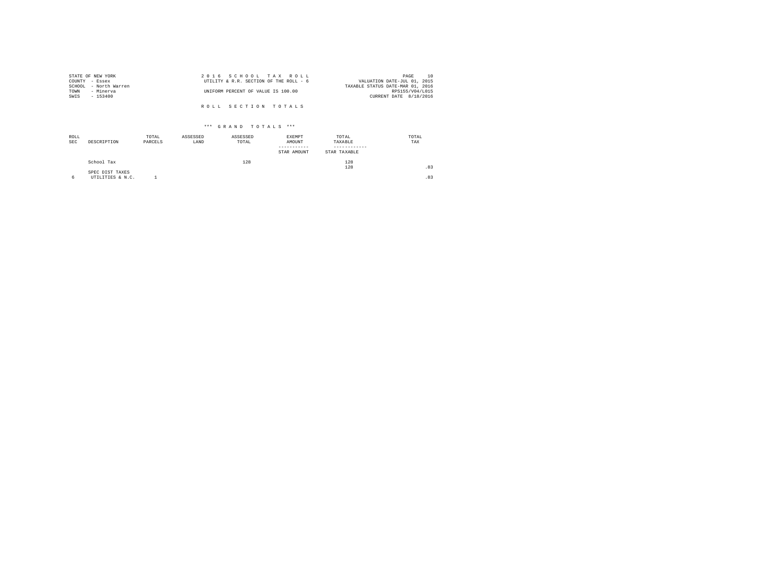STATE OF NEW YORK
COUNTY - Essex
SCHOOL - North Warren
TOWN - Minerva
SWIS - 153400

2 0 1 6 S C H O O L T A X R O L L
UTILITY & R.R. SECTION OF THE ROLL - 6

UNIFORM PERCENT OF VALUE IS 100.00

VALUATION DATE-JUL 01, 2015
TAXABLE STATUS DATE-MAR 01, 2016
RPS155/V04/L015
CURRENT DATE 8/18/2016

R O L L S E C T I O N T O T A L S

*** G R A N D T O T A L S ***

| ROLL SEC | DESCRIPTION | TOTAL PARCELS | ASSESSED LAND | ASSESSED TOTAL | EXEMPT AMOUNT / STAR AMOUNT | TOTAL TAXABLE / STAR TAXABLE | TOTAL TAX |
|---|---|---|---|---|---|---|---|
| | School Tax | | | 128 | | 128<br>128 | .83 |
| | SPEC DIST TAXES | | | | | | |
| 6 | UTILITIES & N.C. | 1 | | | | | .83 |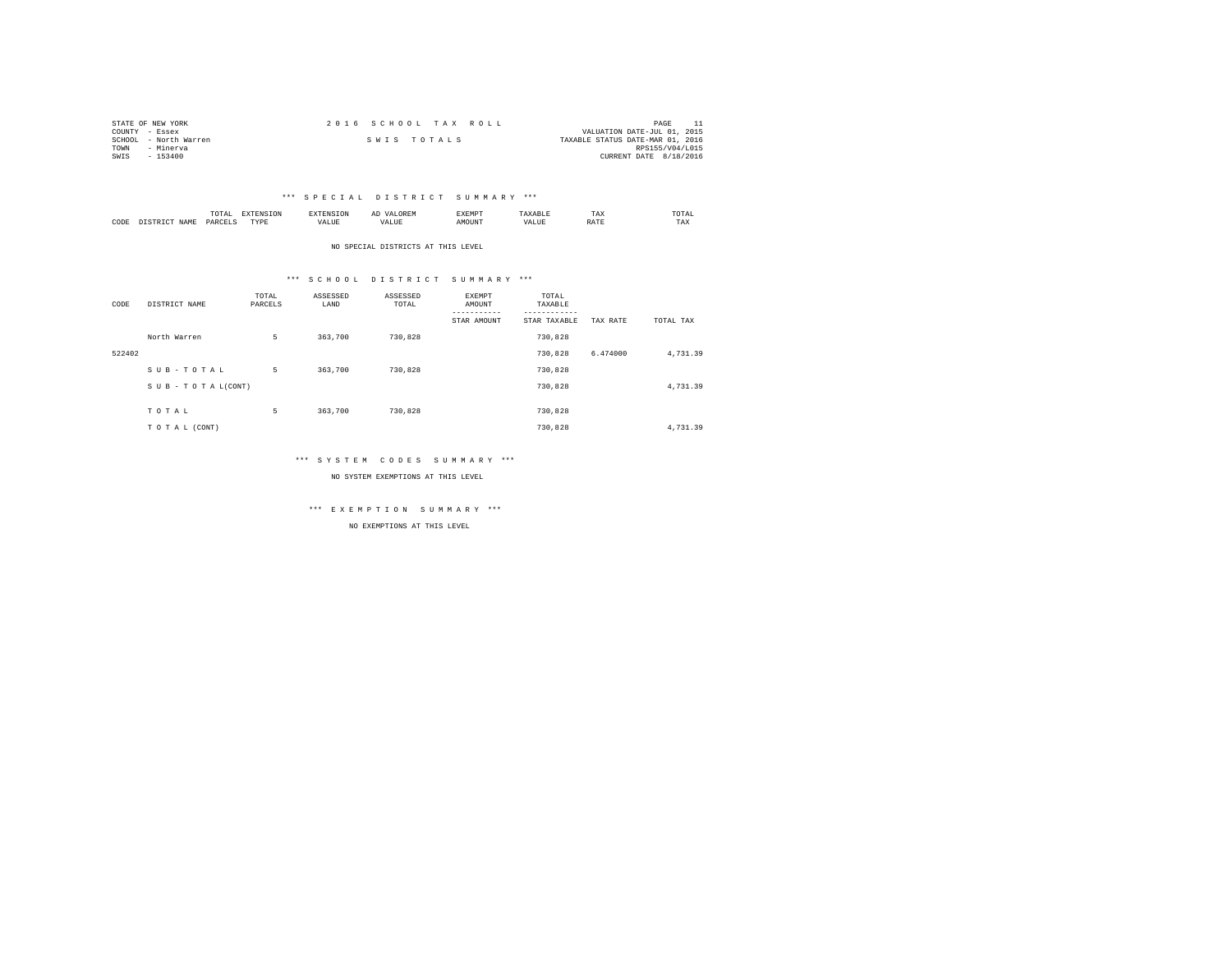STATE OF NEW YORK
COUNTY - Essex
SCHOOL - North Warren
TOWN - Minerva
SWIS - 153400

2 0 1 6 S C H O O L T A X R O L L

S W I S T O T A L S

VALUATION DATE-JUL 01, 2015
TAXABLE STATUS DATE-MAR 01, 2016
RPS155/V04/L015
CURRENT DATE 8/18/2016

### \*\*\* S P E C I A L D I S T R I C T S U M M A R Y \*\*\*

| CODE | DISTRICT NAME | TOTAL PARCELS | EXTENSION TYPE | EXTENSION VALUE | AD VALOREM VALUE | EXEMPT AMOUNT | TAXABLE VALUE | TAX RATE | TOTAL TAX |
|---|---|---|---|---|---|---|---|---|---|

NO SPECIAL DISTRICTS AT THIS LEVEL

### \*\*\* S C H O O L D I S T R I C T S U M M A R Y \*\*\*

| CODE | DISTRICT NAME | TOTAL PARCELS | ASSESSED LAND | ASSESSED TOTAL | EXEMPT AMOUNT / STAR AMOUNT | TOTAL TAXABLE / STAR TAXABLE | TAX RATE | TOTAL TAX |
|---|---|---|---|---|---|---|---|---|
| | North Warren | 5 | 363,700 | 730,828 | | 730,828 | | |
| 522402 | | | | | | 730,828 | 6.474000 | 4,731.39 |
| | S U B - T O T A L | 5 | 363,700 | 730,828 | | 730,828 | | |
| | S U B - T O T A L(CONT) | | | | | 730,828 | | 4,731.39 |
| | T O T A L | 5 | 363,700 | 730,828 | | 730,828 | | |
| | T O T A L (CONT) | | | | | 730,828 | | 4,731.39 |

### \*\*\* S Y S T E M C O D E S S U M M A R Y \*\*\*

NO SYSTEM EXEMPTIONS AT THIS LEVEL

### \*\*\* E X E M P T I O N S U M M A R Y \*\*\*

NO EXEMPTIONS AT THIS LEVEL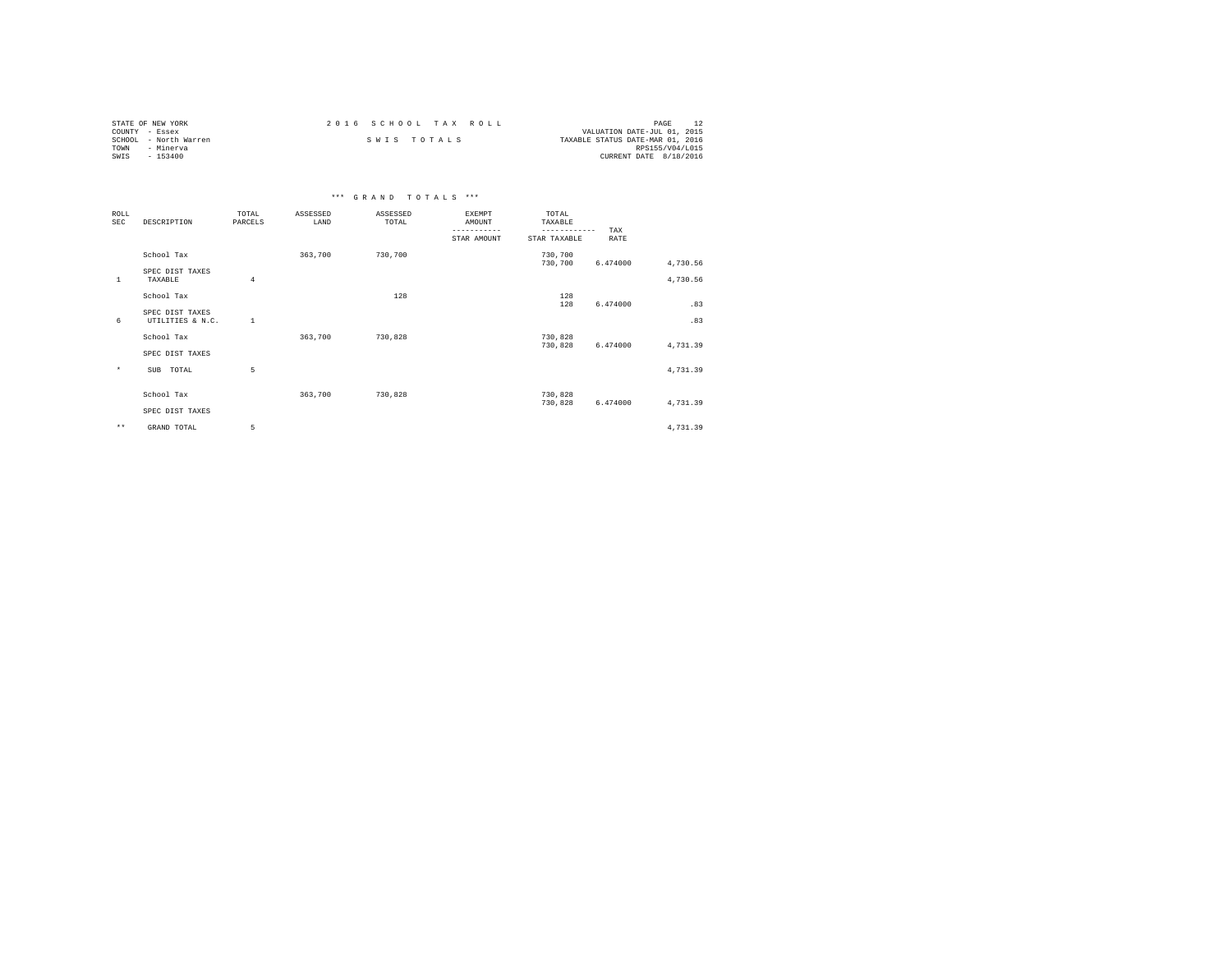STATE OF NEW YORK
COUNTY - Essex
SCHOOL - North Warren
TOWN - Minerva
SWIS - 153400

2 0 1 6 S C H O O L T A X R O L L

S W I S T O T A L S

PAGE 12
VALUATION DATE-JUL 01, 2015
TAXABLE STATUS DATE-MAR 01, 2016
RPS155/V04/L015
CURRENT DATE 8/18/2016

\*\*\* G R A N D T O T A L S \*\*\*

| ROLL SEC | DESCRIPTION | TOTAL PARCELS | ASSESSED LAND | ASSESSED TOTAL | EXEMPT AMOUNT / STAR AMOUNT | TOTAL TAXABLE / STAR TAXABLE | TAX RATE | |
|---|---|---|---|---|---|---|---|---|
| | School Tax | | 363,700 | 730,700 | | 730,700 | | |
| | | | | | | 730,700 | 6.474000 | 4,730.56 |
| | SPEC DIST TAXES | | | | | | | |
| 1 | TAXABLE | 4 | | | | | | 4,730.56 |
| | School Tax | | | 128 | | 128 | | |
| | | | | | | 128 | 6.474000 | .83 |
| | SPEC DIST TAXES | | | | | | | |
| 6 | UTILITIES & N.C. | 1 | | | | | | .83 |
| | School Tax | | 363,700 | 730,828 | | 730,828 | | |
| | | | | | | 730,828 | 6.474000 | 4,731.39 |
| | SPEC DIST TAXES | | | | | | | |
| * | SUB TOTAL | 5 | | | | | | 4,731.39 |
| | School Tax | | 363,700 | 730,828 | | 730,828 | | |
| | | | | | | 730,828 | 6.474000 | 4,731.39 |
| | SPEC DIST TAXES | | | | | | | |
| ** | GRAND TOTAL | 5 | | | | | | 4,731.39 |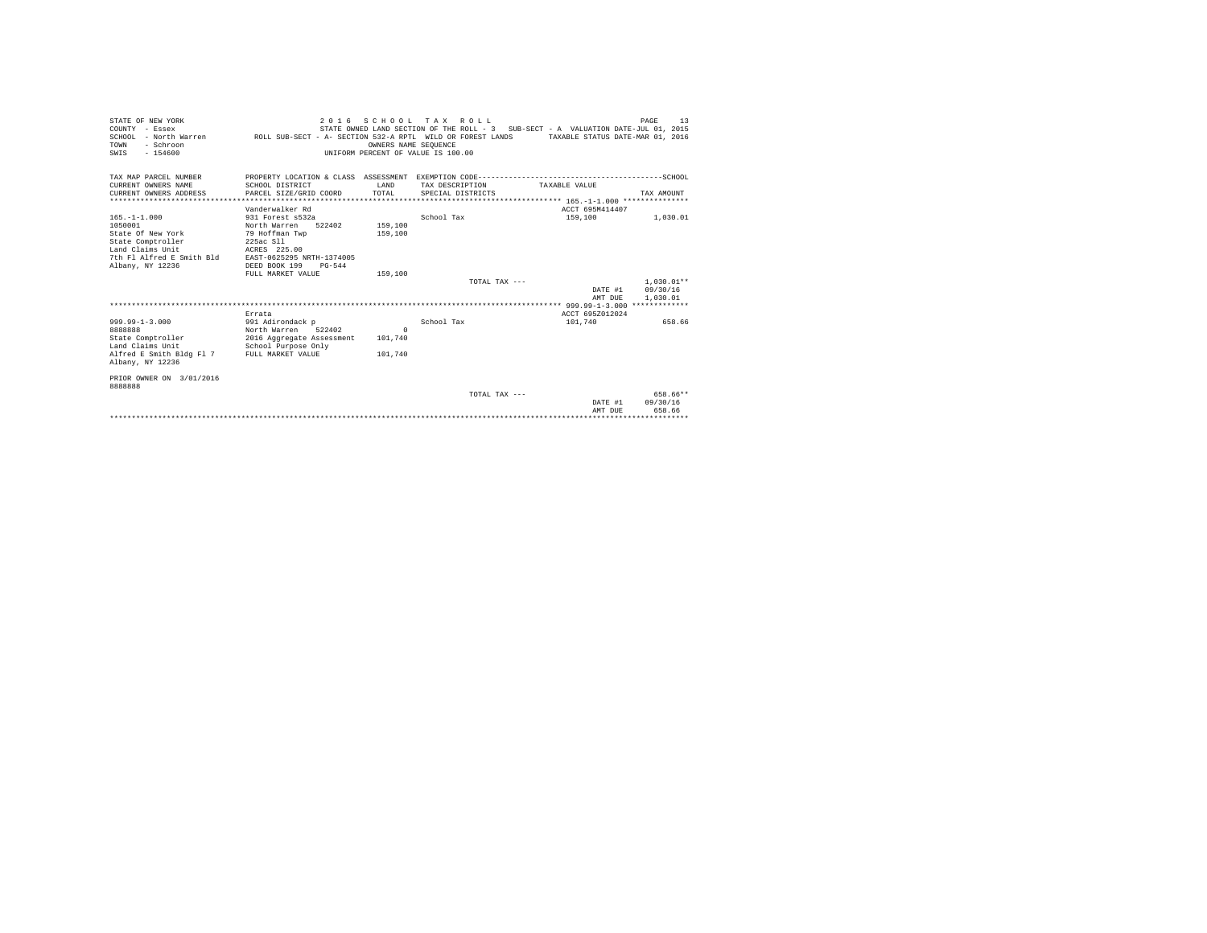STATE OF NEW YORK
COUNTY - Essex
SCHOOL - North Warren
TOWN - Schroon
SWIS - 154600

2 0 1 6 S C H O O L T A X R O L L
STATE OWNED LAND SECTION OF THE ROLL - 3 SUB-SECT - A VALUATION DATE-JUL 01, 2015
ROLL SUB-SECT - A- SECTION 532-A RPTL WILD OR FOREST LANDS TAXABLE STATUS DATE-MAR 01, 2016
OWNERS NAME SEQUENCE
UNIFORM PERCENT OF VALUE IS 100.00

| TAX MAP PARCEL NUMBER / CURRENT OWNERS NAME / CURRENT OWNERS ADDRESS | PROPERTY LOCATION & CLASS / SCHOOL DISTRICT / PARCEL SIZE/GRID COORD | ASSESSMENT LAND / TOTAL | EXEMPTION CODE / TAX DESCRIPTION / SPECIAL DISTRICTS | TAXABLE VALUE | TAX AMOUNT |
|---|---|---|---|---|---|
| ***** 165.-1-1.000 ***** | | | | | |
| | Vanderwalker Rd | | | ACCT 695M414407 | |
| 165.-1-1.000 | 931 Forest s532a | | School Tax | 159,100 | 1,030.01 |
| 1050001 | North Warren 522402 | 159,100 | | | |
| State Of New York | 79 Hoffman Twp | 159,100 | | | |
| State Comptroller | 225ac Sll | | | | |
| Land Claims Unit | ACRES 225.00 | | | | |
| 7th Fl Alfred E Smith Bld | EAST-0625295 NRTH-1374005 | | | | |
| Albany, NY 12236 | DEED BOOK 199 PG-544 | | | | |
| | FULL MARKET VALUE | 159,100 | | | |
| | | | TOTAL TAX --- | | 1,030.01** |
| | | | | DATE #1 | 09/30/16 |
| | | | | AMT DUE | 1,030.01 |
| ***** 999.99-1-3.000 ***** | | | | | |
| | Errata | | | ACCT 695Z012024 | |
| 999.99-1-3.000 | 991 Adirondack p | | School Tax | 101,740 | 658.66 |
| 8888888 | North Warren 522402 | 0 | | | |
| State Comptroller | 2016 Aggregate Assessment | 101,740 | | | |
| Land Claims Unit | School Purpose Only | | | | |
| Alfred E Smith Bldg Fl 7 | FULL MARKET VALUE | 101,740 | | | |
| Albany, NY 12236 | | | | | |
| PRIOR OWNER ON 3/01/2016 | | | | | |
| 8888888 | | | | | |
| | | | TOTAL TAX --- | | 658.66** |
| | | | | DATE #1 | 09/30/16 |
| | | | | AMT DUE | 658.66 |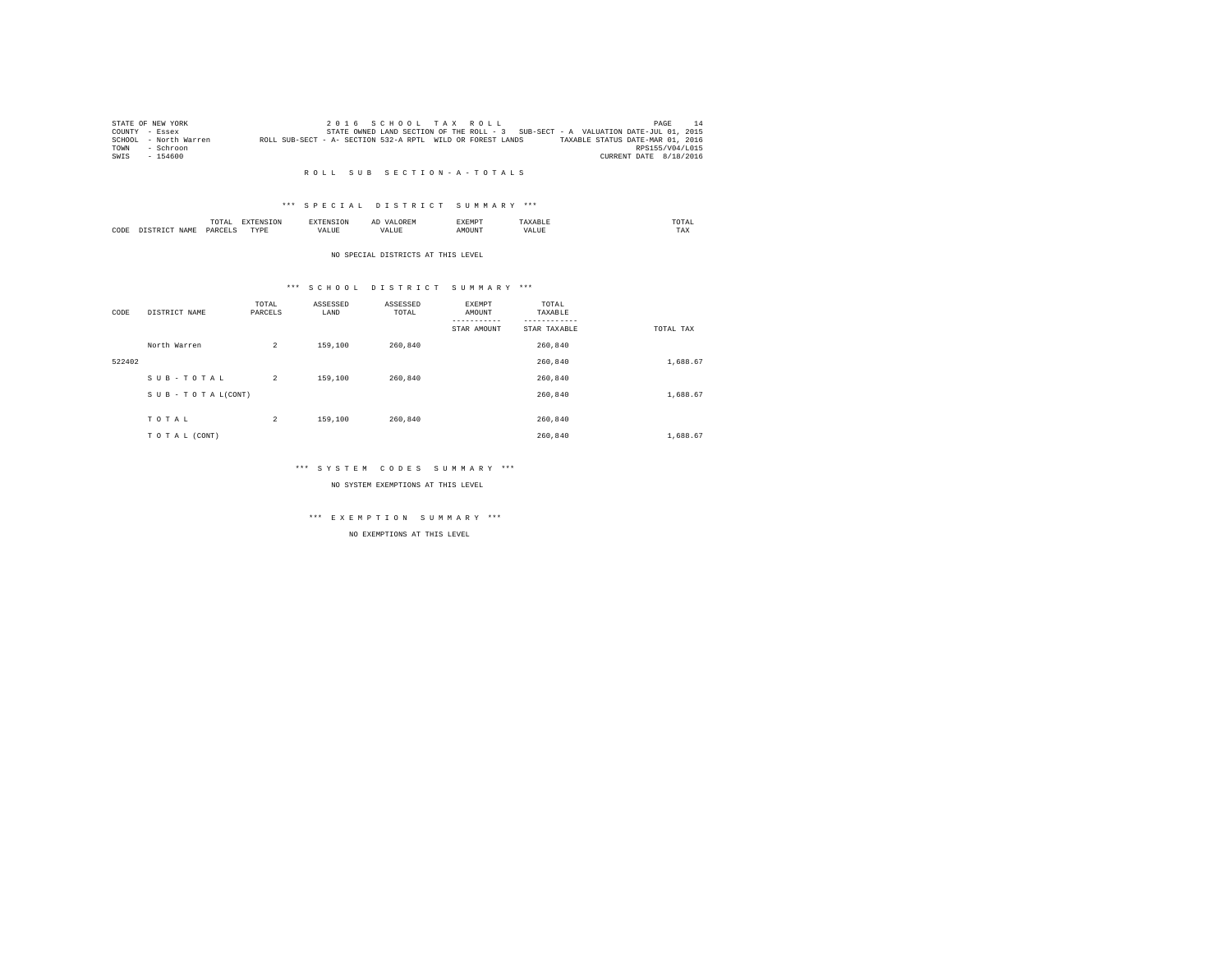STATE OF NEW YORK  
COUNTY - Essex  
SCHOOL - North Warren  
TOWN - Schroon  
SWIS - 154600

2 0 1 6 S C H O O L T A X R O L L  
STATE OWNED LAND SECTION OF THE ROLL - 3 SUB-SECT - A VALUATION DATE-JUL 01, 2015  
ROLL SUB-SECT - A- SECTION 532-A RPTL WILD OR FOREST LANDS TAXABLE STATUS DATE-MAR 01, 2016  
RPS155/V04/L015  
CURRENT DATE 8/18/2016

R O L L S U B S E C T I O N - A - T O T A L S

*** S P E C I A L D I S T R I C T S U M M A R Y ***

| CODE | DISTRICT NAME | TOTAL PARCELS | EXTENSION TYPE | EXTENSION VALUE | AD VALOREM VALUE | EXEMPT AMOUNT | TAXABLE VALUE | TOTAL TAX |
|---|---|---|---|---|---|---|---|---|

NO SPECIAL DISTRICTS AT THIS LEVEL

*** S C H O O L D I S T R I C T S U M M A R Y ***

| CODE | DISTRICT NAME | TOTAL PARCELS | ASSESSED LAND | ASSESSED TOTAL | EXEMPT AMOUNT / STAR AMOUNT | TOTAL TAXABLE / STAR TAXABLE | TOTAL TAX |
|---|---|---|---|---|---|---|---|
| | North Warren | 2 | 159,100 | 260,840 | | 260,840 | |
| 522402 | | | | | | 260,840 | 1,688.67 |
| | S U B - T O T A L | 2 | 159,100 | 260,840 | | 260,840 | |
| | S U B - T O T A L(CONT) | | | | | 260,840 | 1,688.67 |
| | T O T A L | 2 | 159,100 | 260,840 | | 260,840 | |
| | T O T A L (CONT) | | | | | 260,840 | 1,688.67 |

*** S Y S T E M C O D E S S U M M A R Y ***

NO SYSTEM EXEMPTIONS AT THIS LEVEL

*** E X E M P T I O N S U M M A R Y ***

NO EXEMPTIONS AT THIS LEVEL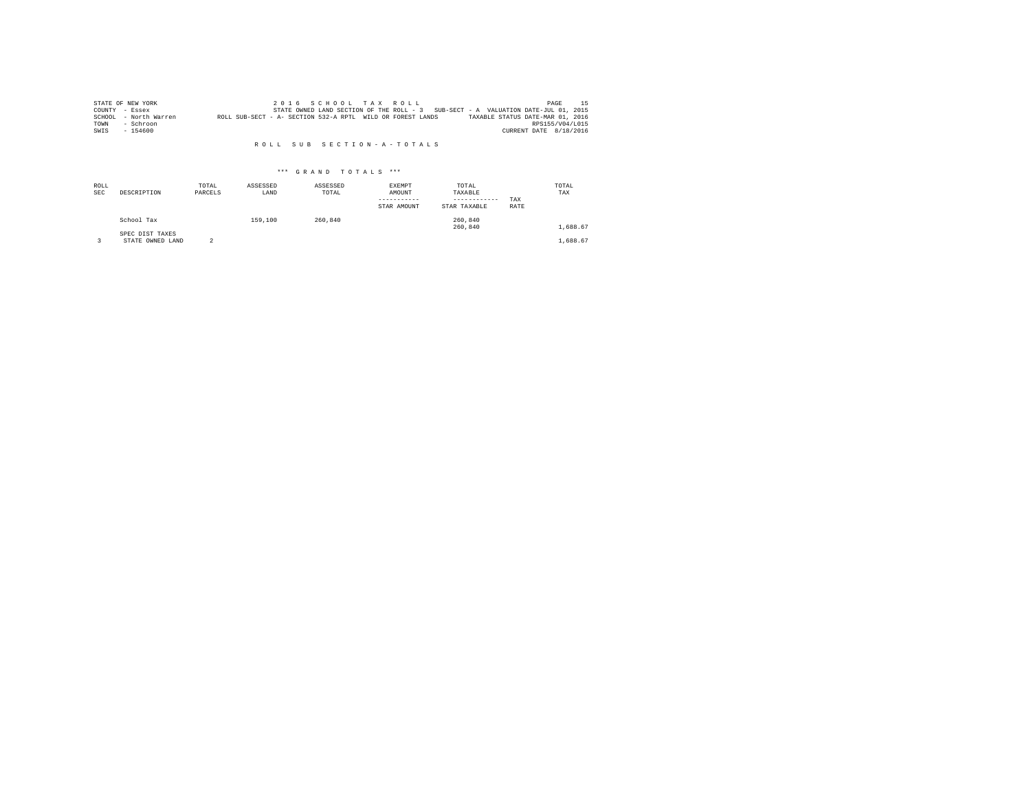STATE OF NEW YORK
COUNTY - Essex
SCHOOL - North Warren
TOWN - Schroon
SWIS - 154600

2 0 1 6 S C H O O L T A X R O L L
STATE OWNED LAND SECTION OF THE ROLL - 3 SUB-SECT - A VALUATION DATE-JUL 01, 2015
ROLL SUB-SECT - A- SECTION 532-A RPTL WILD OR FOREST LANDS TAXABLE STATUS DATE-MAR 01, 2016
RPS155/V04/L015
CURRENT DATE 8/18/2016

R O L L S U B S E C T I O N - A - T O T A L S

\*\*\* G R A N D T O T A L S \*\*\*

| ROLL SEC | DESCRIPTION | TOTAL PARCELS | ASSESSED LAND | ASSESSED TOTAL | EXEMPT AMOUNT ----------- STAR AMOUNT | TOTAL TAXABLE ------------ STAR TAXABLE | TAX RATE | TOTAL TAX |
|---|---|---|---|---|---|---|---|---|
| | School Tax | | 159,100 | 260,840 | | 260,840 | | |
| | | | | | | 260,840 | | 1,688.67 |
| | SPEC DIST TAXES | | | | | | | |
| 3 | STATE OWNED LAND | 2 | | | | | | 1,688.67 |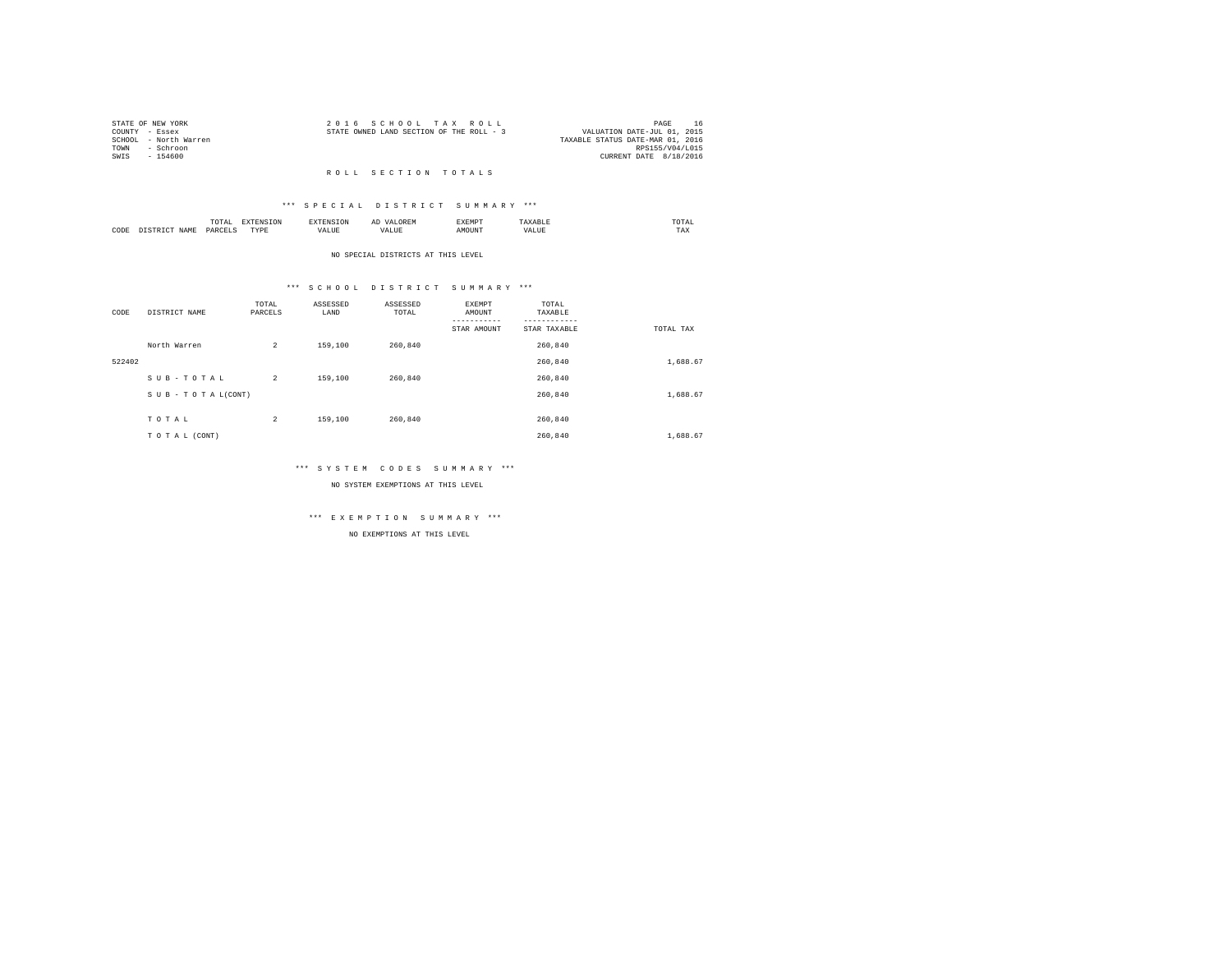STATE OF NEW YORK
COUNTY - Essex
SCHOOL - North Warren
TOWN - Schroon
SWIS - 154600

2 0 1 6 S C H O O L T A X R O L L
STATE OWNED LAND SECTION OF THE ROLL - 3

VALUATION DATE-JUL 01, 2015
TAXABLE STATUS DATE-MAR 01, 2016
RPS155/V04/L015
CURRENT DATE 8/18/2016

R O L L S E C T I O N T O T A L S

*** S P E C I A L D I S T R I C T S U M M A R Y ***

| CODE | DISTRICT NAME | TOTAL PARCELS | EXTENSION TYPE | EXTENSION VALUE | AD VALOREM VALUE | EXEMPT AMOUNT | TAXABLE VALUE | TOTAL TAX |
|---|---|---|---|---|---|---|---|---|

NO SPECIAL DISTRICTS AT THIS LEVEL

*** S C H O O L D I S T R I C T S U M M A R Y ***

| CODE | DISTRICT NAME | TOTAL PARCELS | ASSESSED LAND | ASSESSED TOTAL | EXEMPT AMOUNT / STAR AMOUNT | TOTAL TAXABLE / STAR TAXABLE | TOTAL TAX |
|---|---|---|---|---|---|---|---|
| | North Warren | 2 | 159,100 | 260,840 | | 260,840 | |
| 522402 | | | | | | 260,840 | 1,688.67 |
| | S U B - T O T A L | 2 | 159,100 | 260,840 | | 260,840 | |
| | S U B - T O T A L(CONT) | | | | | 260,840 | 1,688.67 |
| | T O T A L | 2 | 159,100 | 260,840 | | 260,840 | |
| | T O T A L (CONT) | | | | | 260,840 | 1,688.67 |

*** S Y S T E M C O D E S S U M M A R Y ***

NO SYSTEM EXEMPTIONS AT THIS LEVEL

*** E X E M P T I O N S U M M A R Y ***

NO EXEMPTIONS AT THIS LEVEL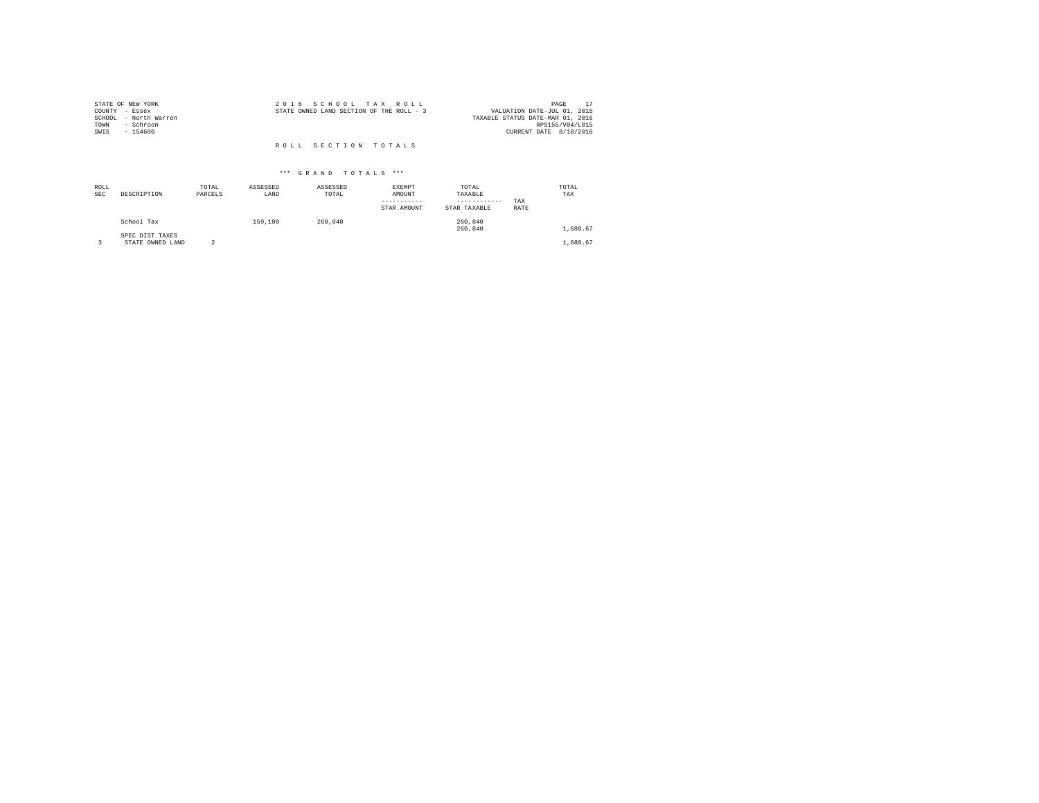STATE OF NEW YORK
COUNTY - Essex
SCHOOL - North Warren
TOWN - Schroon
SWIS - 154600

2 0 1 6 S C H O O L T A X R O L L
STATE OWNED LAND SECTION OF THE ROLL - 3

VALUATION DATE-JUL 01, 2015
TAXABLE STATUS DATE-MAR 01, 2016
RPS155/V04/L015
CURRENT DATE 8/18/2016

R O L L S E C T I O N T O T A L S

*** G R A N D T O T A L S ***

| ROLL SEC | DESCRIPTION | TOTAL PARCELS | ASSESSED LAND | ASSESSED TOTAL | EXEMPT AMOUNT ----------- STAR AMOUNT | TOTAL TAXABLE ------------ STAR TAXABLE | TAX RATE | TOTAL TAX |
|---|---|---|---|---|---|---|---|---|
| | School Tax | | 159,100 | 260,840 | | 260,840<br>260,840 | | 1,688.67 |
| | SPEC DIST TAXES | | | | | | | |
| 3 | STATE OWNED LAND | 2 | | | | | | 1,688.67 |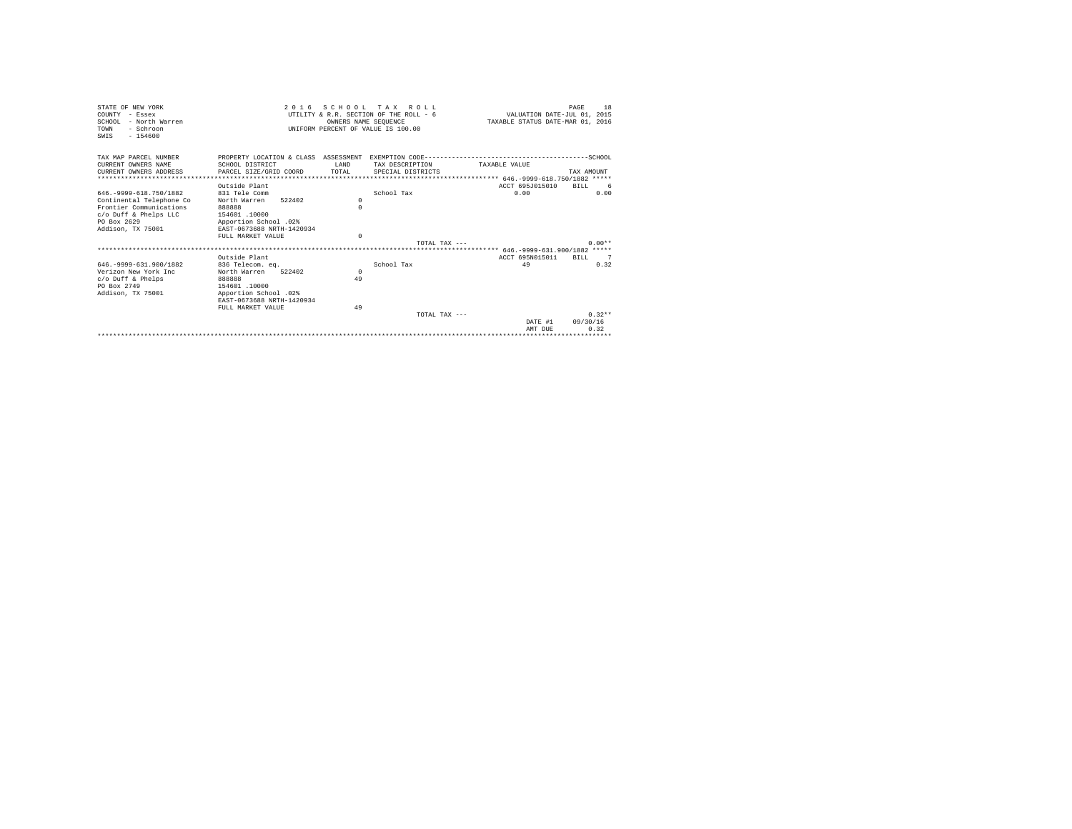STATE OF NEW YORK
COUNTY - Essex
SCHOOL - North Warren
TOWN - Schroon
SWIS - 154600

2 0 1 6 S C H O O L T A X R O L L
UTILITY & R.R. SECTION OF THE ROLL - 6
OWNERS NAME SEQUENCE
UNIFORM PERCENT OF VALUE IS 100.00

PAGE 18
VALUATION DATE-JUL 01, 2015
TAXABLE STATUS DATE-MAR 01, 2016

| TAX MAP PARCEL NUMBER<br>CURRENT OWNERS NAME<br>CURRENT OWNERS ADDRESS | PROPERTY LOCATION & CLASS<br>SCHOOL DISTRICT<br>PARCEL SIZE/GRID COORD | ASSESSMENT<br>LAND<br>TOTAL | EXEMPTION CODE<br>TAX DESCRIPTION<br>SPECIAL DISTRICTS | TAXABLE VALUE | SCHOOL<br>TAX AMOUNT |
|---|---|---|---|---|---|
| ***** 646.-9999-618.750/1882 ***** | | | | | |
| | Outside Plant | | | ACCT 695J015010 | BILL 6 |
| 646.-9999-618.750/1882 | 831 Tele Comm | | School Tax | 0.00 | 0.00 |
| Continental Telephone Co | North Warren 522402 | 0 | | | |
| Frontier Communications | 888888 | 0 | | | |
| c/o Duff & Phelps LLC | 154601 .10000 | | | | |
| PO Box 2629 | Apportion School .02% | | | | |
| Addison, TX 75001 | EAST-0673688 NRTH-1420934 | | | | |
| | FULL MARKET VALUE | 0 | | | |
| | | | TOTAL TAX --- | | 0.00** |
| ***** 646.-9999-631.900/1882 ***** | | | | | |
| | Outside Plant | | | ACCT 695N015011 | BILL 7 |
| 646.-9999-631.900/1882 | 836 Telecom. eq. | | School Tax | 49 | 0.32 |
| Verizon New York Inc | North Warren 522402 | 0 | | | |
| c/o Duff & Phelps | 888888 | 49 | | | |
| PO Box 2749 | 154601 .10000 | | | | |
| Addison, TX 75001 | Apportion School .02% | | | | |
| | EAST-0673688 NRTH-1420934 | | | | |
| | FULL MARKET VALUE | 49 | | | |
| | | | TOTAL TAX --- | | 0.32** |
| | | | | DATE #1 | 09/30/16 |
| | | | | AMT DUE | 0.32 |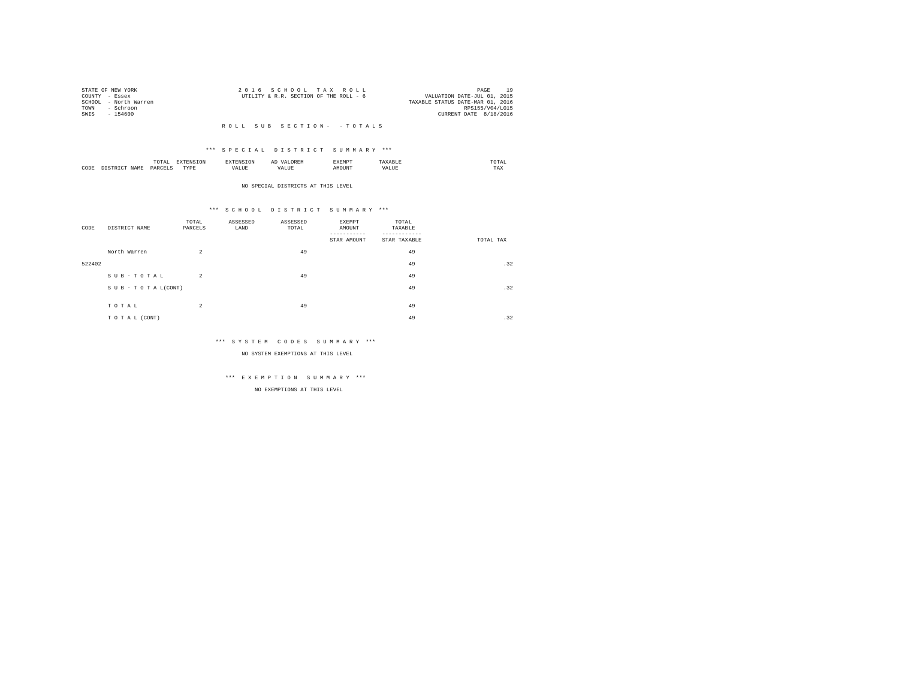STATE OF NEW YORK
COUNTY - Essex
SCHOOL - North Warren
TOWN - Schroon
SWIS - 154600

2 0 1 6 S C H O O L T A X R O L L
UTILITY & R.R. SECTION OF THE ROLL - 6

VALUATION DATE-JUL 01, 2015
TAXABLE STATUS DATE-MAR 01, 2016
RPS155/V04/L015
CURRENT DATE 8/18/2016

R O L L S U B S E C T I O N - - T O T A L S

*** S P E C I A L D I S T R I C T S U M M A R Y ***

| CODE | DISTRICT NAME | TOTAL PARCELS | EXTENSION TYPE | EXTENSION VALUE | AD VALOREM VALUE | EXEMPT AMOUNT | TAXABLE VALUE | TOTAL TAX |
|---|---|---|---|---|---|---|---|---|

NO SPECIAL DISTRICTS AT THIS LEVEL

*** S C H O O L D I S T R I C T S U M M A R Y ***

| CODE | DISTRICT NAME | TOTAL PARCELS | ASSESSED LAND | ASSESSED TOTAL | EXEMPT AMOUNT / STAR AMOUNT | TOTAL TAXABLE / STAR TAXABLE | TOTAL TAX |
|---|---|---|---|---|---|---|---|
| | North Warren | 2 | | 49 | | 49 | |
| 522402 | | | | | | 49 | .32 |
| | S U B - T O T A L | 2 | | 49 | | 49 | |
| | S U B - T O T A L(CONT) | | | | | 49 | .32 |
| | T O T A L | 2 | | 49 | | 49 | |
| | T O T A L (CONT) | | | | | 49 | .32 |

*** S Y S T E M C O D E S S U M M A R Y ***

NO SYSTEM EXEMPTIONS AT THIS LEVEL

*** E X E M P T I O N S U M M A R Y ***

NO EXEMPTIONS AT THIS LEVEL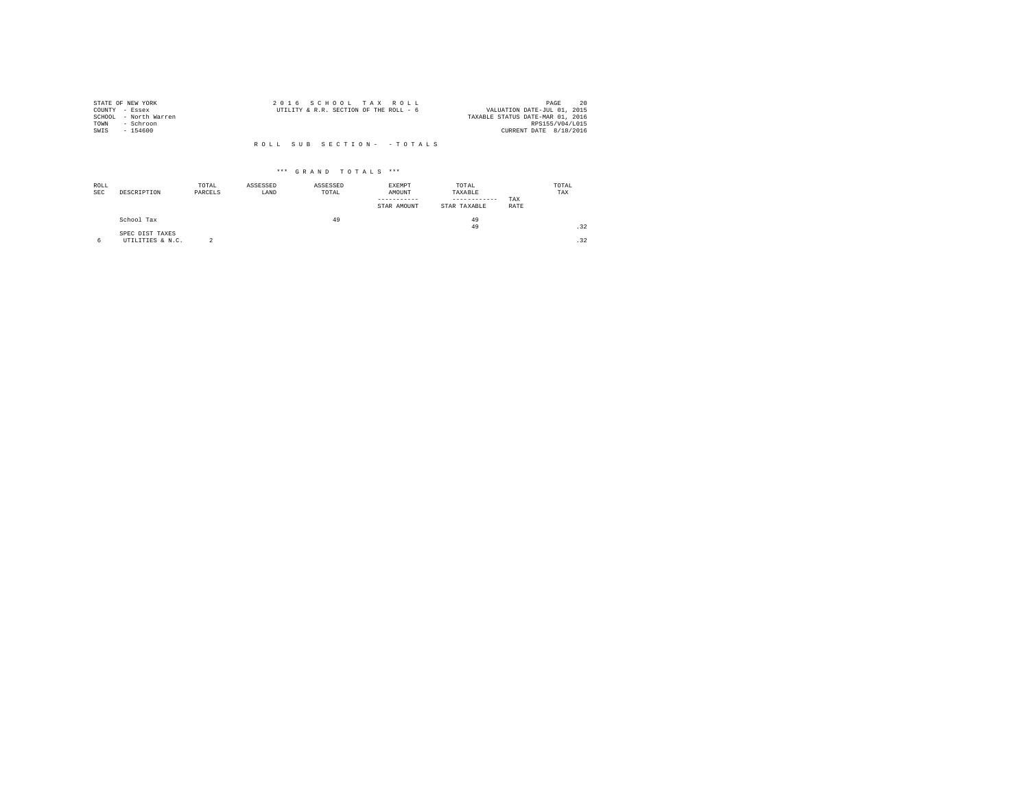STATE OF NEW YORK
COUNTY - Essex
SCHOOL - North Warren
TOWN - Schroon
SWIS - 154600

2 0 1 6 S C H O O L T A X R O L L
UTILITY & R.R. SECTION OF THE ROLL - 6

VALUATION DATE-JUL 01, 2015
TAXABLE STATUS DATE-MAR 01, 2016
RPS155/V04/L015
CURRENT DATE 8/18/2016

R O L L S U B S E C T I O N - - T O T A L S

*** G R A N D T O T A L S ***

| ROLL SEC | DESCRIPTION | TOTAL PARCELS | ASSESSED LAND | ASSESSED TOTAL | EXEMPT AMOUNT / STAR AMOUNT | TOTAL TAXABLE / STAR TAXABLE | TAX RATE | TOTAL TAX |
|---|---|---|---|---|---|---|---|---|
| | School Tax | | | 49 | | 49 | | |
| | | | | | | 49 | | .32 |
| | SPEC DIST TAXES | | | | | | | |
| 6 | UTILITIES & N.C. | 2 | | | | | | .32 |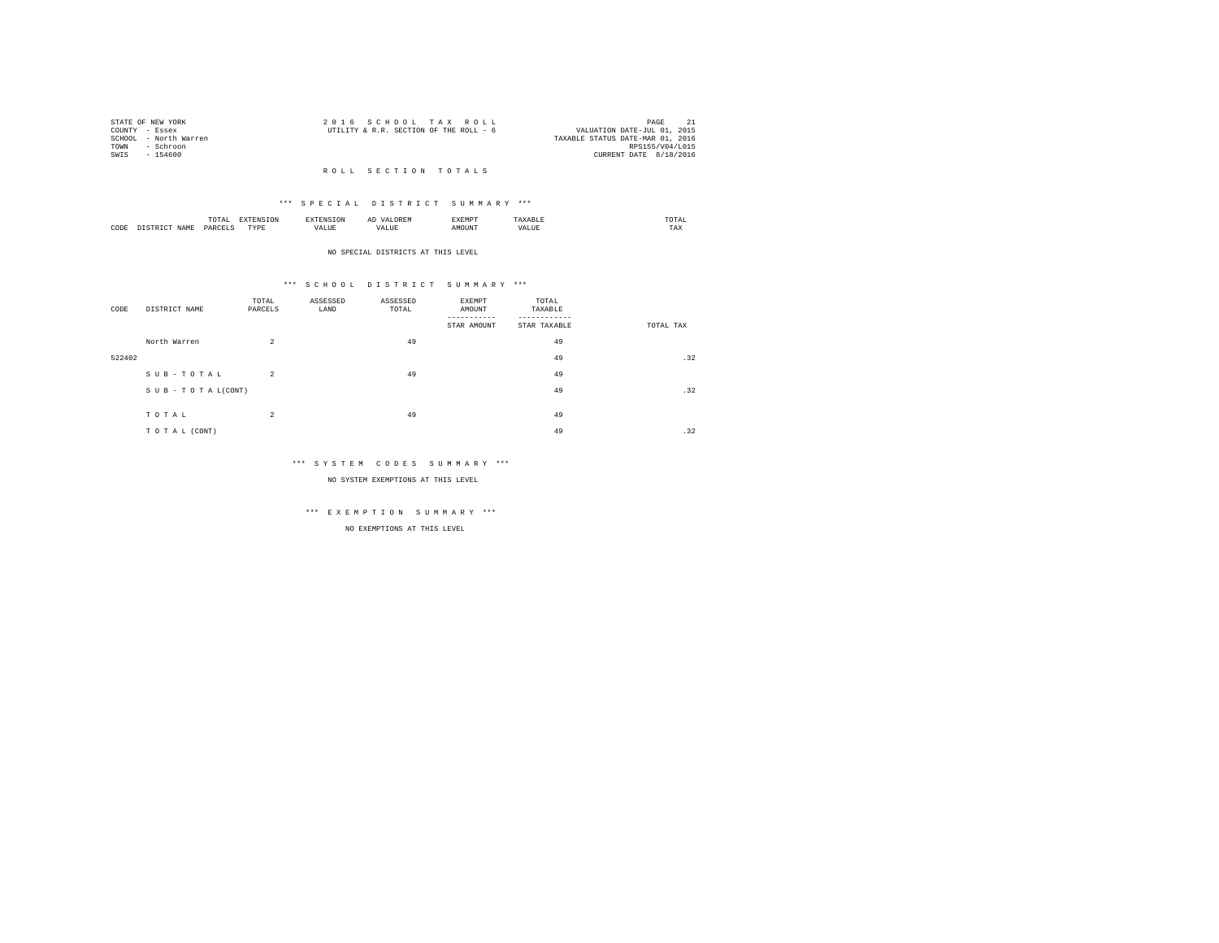STATE OF NEW YORK
COUNTY - Essex
SCHOOL - North Warren
TOWN - Schroon
SWIS - 154600

2 0 1 6 S C H O O L T A X R O L L
UTILITY & R.R. SECTION OF THE ROLL - 6

PAGE 21
VALUATION DATE-JUL 01, 2015
TAXABLE STATUS DATE-MAR 01, 2016
RPS155/V04/L015
CURRENT DATE 8/18/2016

## R O L L S E C T I O N T O T A L S

### *** S P E C I A L D I S T R I C T S U M M A R Y ***

| CODE | DISTRICT NAME | TOTAL PARCELS | EXTENSION TYPE | EXTENSION VALUE | AD VALOREM VALUE | EXEMPT AMOUNT | TAXABLE VALUE | TOTAL TAX |
|---|---|---|---|---|---|---|---|---|

NO SPECIAL DISTRICTS AT THIS LEVEL

### *** S C H O O L D I S T R I C T S U M M A R Y ***

| CODE | DISTRICT NAME | TOTAL PARCELS | ASSESSED LAND | ASSESSED TOTAL | EXEMPT AMOUNT / STAR AMOUNT | TOTAL TAXABLE / STAR TAXABLE | TOTAL TAX |
|---|---|---|---|---|---|---|---|
| | North Warren | 2 | | 49 | | 49 | |
| 522402 | | | | | | 49 | .32 |
| | S U B - T O T A L | 2 | | 49 | | 49 | |
| | S U B - T O T A L(CONT) | | | | | 49 | .32 |
| | T O T A L | 2 | | 49 | | 49 | |
| | T O T A L (CONT) | | | | | 49 | .32 |

### *** S Y S T E M C O D E S S U M M A R Y ***

NO SYSTEM EXEMPTIONS AT THIS LEVEL

### *** E X E M P T I O N S U M M A R Y ***

NO EXEMPTIONS AT THIS LEVEL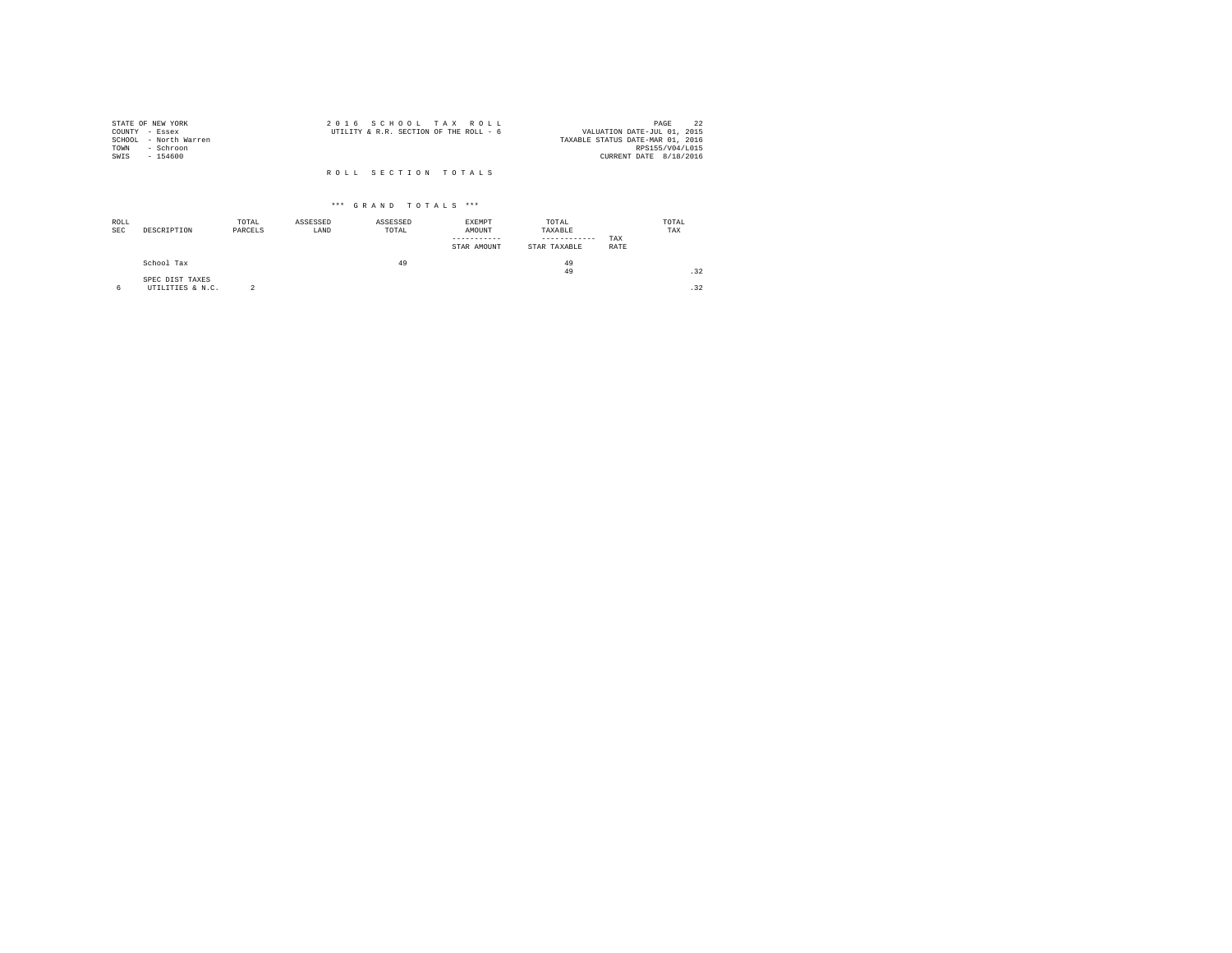STATE OF NEW YORK
COUNTY - Essex
SCHOOL - North Warren
TOWN - Schroon
SWIS - 154600

2 0 1 6 S C H O O L T A X R O L L
UTILITY & R.R. SECTION OF THE ROLL - 6

VALUATION DATE-JUL 01, 2015
TAXABLE STATUS DATE-MAR 01, 2016
RPS155/V04/L015
CURRENT DATE 8/18/2016

R O L L S E C T I O N T O T A L S

\*\*\* G R A N D T O T A L S \*\*\*

| ROLL SEC | DESCRIPTION | TOTAL PARCELS | ASSESSED LAND | ASSESSED TOTAL | EXEMPT AMOUNT / STAR AMOUNT | TOTAL TAXABLE / STAR TAXABLE | TAX RATE | TOTAL TAX |
|---|---|---|---|---|---|---|---|---|
| | School Tax | | | 49 | | 49 | | |
| | | | | | | 49 | | .32 |
| | SPEC DIST TAXES | | | | | | | |
| 6 | UTILITIES & N.C. | 2 | | | | | | .32 |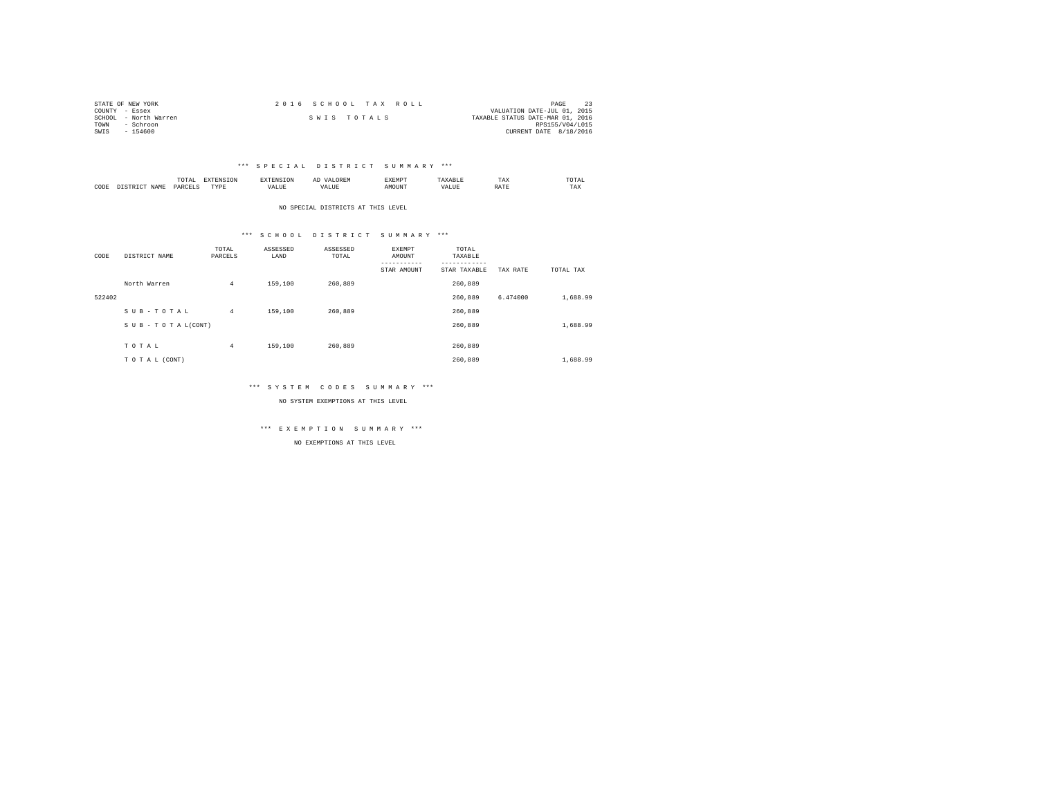STATE OF NEW YORK
COUNTY - Essex
SCHOOL - North Warren
TOWN - Schroon
SWIS - 154600

2 0 1 6 S C H O O L T A X R O L L

S W I S T O T A L S

PAGE 23
VALUATION DATE-JUL 01, 2015
TAXABLE STATUS DATE-MAR 01, 2016
RPS155/V04/L015
CURRENT DATE 8/18/2016

### *** S P E C I A L D I S T R I C T S U M M A R Y ***

| CODE | DISTRICT NAME | TOTAL PARCELS | EXTENSION TYPE | EXTENSION VALUE | AD VALOREM VALUE | EXEMPT AMOUNT | TAXABLE VALUE | TAX RATE | TOTAL TAX |
|---|---|---|---|---|---|---|---|---|---|

NO SPECIAL DISTRICTS AT THIS LEVEL

### *** S C H O O L D I S T R I C T S U M M A R Y ***

| CODE | DISTRICT NAME | TOTAL PARCELS | ASSESSED LAND | ASSESSED TOTAL | EXEMPT AMOUNT<br>-----------<br>STAR AMOUNT | TOTAL TAXABLE<br>------------<br>STAR TAXABLE | TAX RATE | TOTAL TAX |
|---|---|---|---|---|---|---|---|---|
| | North Warren | 4 | 159,100 | 260,889 | | 260,889 | | |
| 522402 | | | | | | 260,889 | 6.474000 | 1,688.99 |
| | S U B - T O T A L | 4 | 159,100 | 260,889 | | 260,889 | | |
| | S U B - T O T A L(CONT) | | | | | 260,889 | | 1,688.99 |
| | T O T A L | 4 | 159,100 | 260,889 | | 260,889 | | |
| | T O T A L (CONT) | | | | | 260,889 | | 1,688.99 |

### *** S Y S T E M C O D E S S U M M A R Y ***

NO SYSTEM EXEMPTIONS AT THIS LEVEL

### *** E X E M P T I O N S U M M A R Y ***

NO EXEMPTIONS AT THIS LEVEL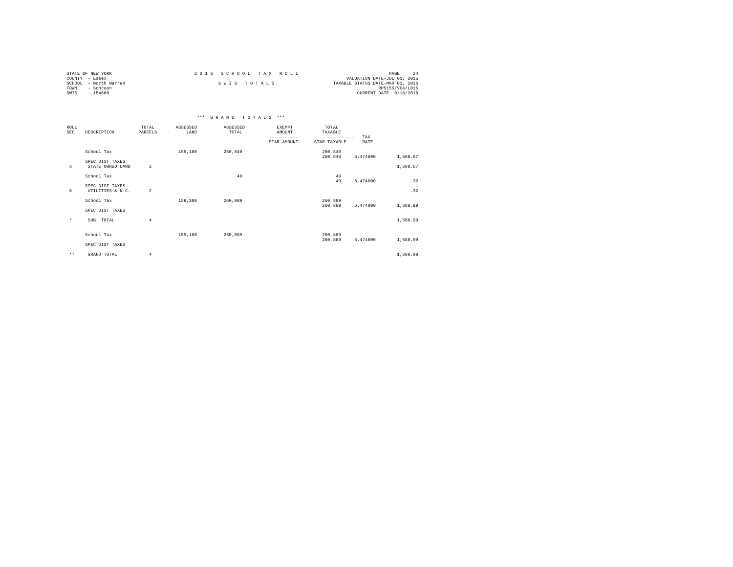STATE OF NEW YORK
COUNTY - Essex
SCHOOL - North Warren
TOWN - Schroon
SWIS - 154600

2 0 1 6 S C H O O L T A X R O L L

S W I S T O T A L S

VALUATION DATE-JUL 01, 2015
TAXABLE STATUS DATE-MAR 01, 2016
RPS155/V04/L015
CURRENT DATE 8/18/2016

*** G R A N D T O T A L S ***

| ROLL SEC | DESCRIPTION | TOTAL PARCELS | ASSESSED LAND | ASSESSED TOTAL | EXEMPT AMOUNT / STAR AMOUNT | TOTAL TAXABLE / STAR TAXABLE | TAX RATE | |
|---|---|---|---|---|---|---|---|---|
| | School Tax | | 159,100 | 260,840 | | 260,840 | | |
| | | | | | | 260,840 | 6.474000 | 1,688.67 |
| | SPEC DIST TAXES | | | | | | | |
| 3 | STATE OWNED LAND | 2 | | | | | | 1,688.67 |
| | School Tax | | | 49 | | 49 | | |
| | | | | | | 49 | 6.474000 | .32 |
| | SPEC DIST TAXES | | | | | | | |
| 6 | UTILITIES & N.C. | 2 | | | | | | .32 |
| | School Tax | | 159,100 | 260,889 | | 260,889 | | |
| | | | | | | 260,889 | 6.474000 | 1,688.99 |
| | SPEC DIST TAXES | | | | | | | |
| * | SUB TOTAL | 4 | | | | | | 1,688.99 |
| | School Tax | | 159,100 | 260,889 | | 260,889 | | |
| | | | | | | 260,889 | 6.474000 | 1,688.99 |
| | SPEC DIST TAXES | | | | | | | |
| ** | GRAND TOTAL | 4 | | | | | | 1,688.99 |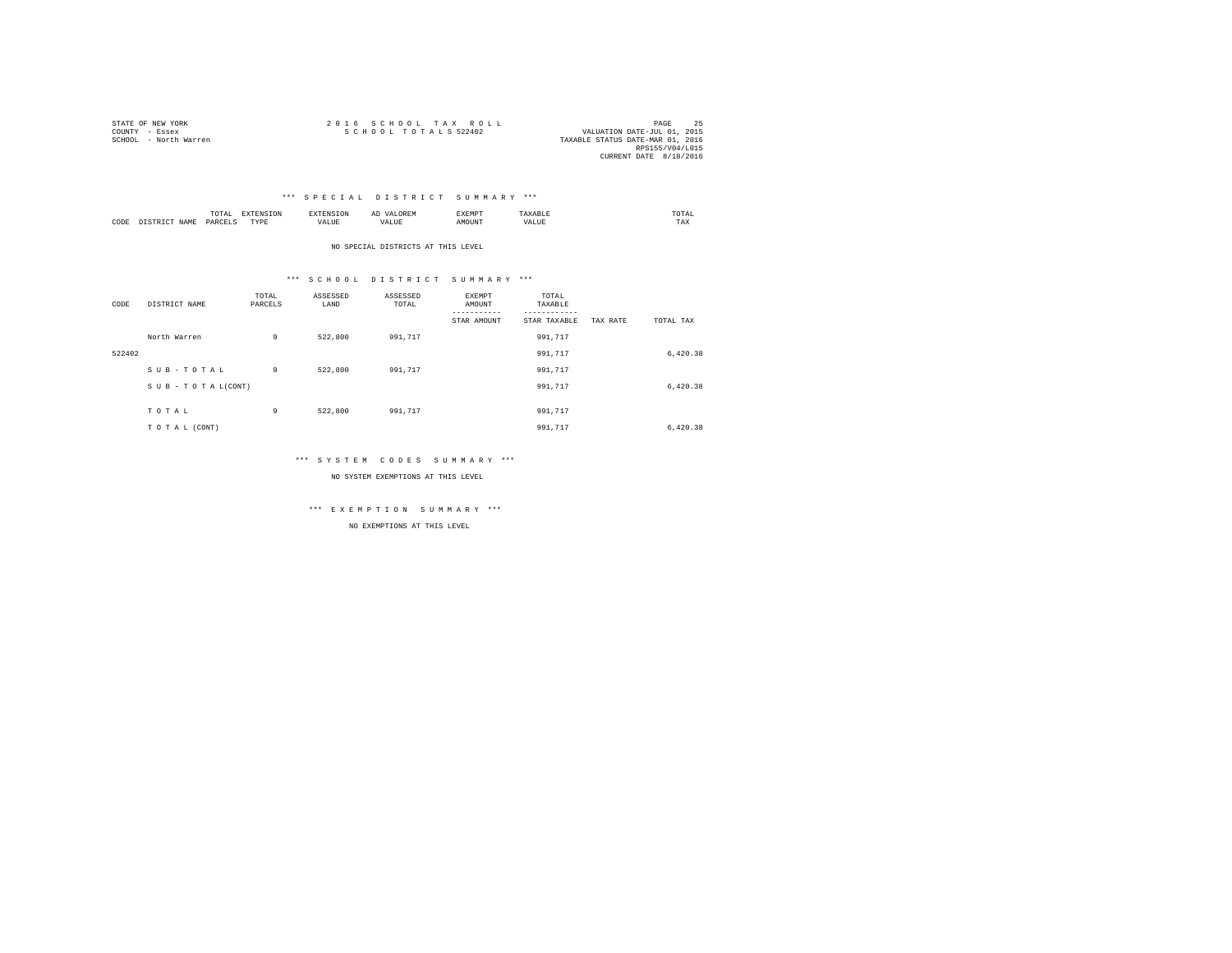STATE OF NEW YORK
COUNTY - Essex
SCHOOL - North Warren

2 0 1 6 S C H O O L T A X R O L L
S C H O O L T O T A L S 522402

VALUATION DATE-JUL 01, 2015
TAXABLE STATUS DATE-MAR 01, 2016
RPS155/V04/L015
CURRENT DATE 8/18/2016

### \*\*\* S P E C I A L D I S T R I C T S U M M A R Y \*\*\*

| CODE | DISTRICT NAME | TOTAL PARCELS | EXTENSION TYPE | EXTENSION VALUE | AD VALOREM VALUE | EXEMPT AMOUNT | TAXABLE VALUE | TOTAL TAX |
|---|---|---|---|---|---|---|---|---|

NO SPECIAL DISTRICTS AT THIS LEVEL

### \*\*\* S C H O O L D I S T R I C T S U M M A R Y \*\*\*

| CODE | DISTRICT NAME | TOTAL PARCELS | ASSESSED LAND | ASSESSED TOTAL | EXEMPT AMOUNT / STAR AMOUNT | TOTAL TAXABLE / STAR TAXABLE | TAX RATE | TOTAL TAX |
|---|---|---|---|---|---|---|---|---|
| | North Warren | 9 | 522,800 | 991,717 | | 991,717 | | |
| 522402 | | | | | | 991,717 | | 6,420.38 |
| | S U B - T O T A L | 9 | 522,800 | 991,717 | | 991,717 | | |
| | S U B - T O T A L(CONT) | | | | | 991,717 | | 6,420.38 |
| | T O T A L | 9 | 522,800 | 991,717 | | 991,717 | | |
| | T O T A L (CONT) | | | | | 991,717 | | 6,420.38 |

### \*\*\* S Y S T E M C O D E S S U M M A R Y \*\*\*

NO SYSTEM EXEMPTIONS AT THIS LEVEL

### \*\*\* E X E M P T I O N S U M M A R Y \*\*\*

NO EXEMPTIONS AT THIS LEVEL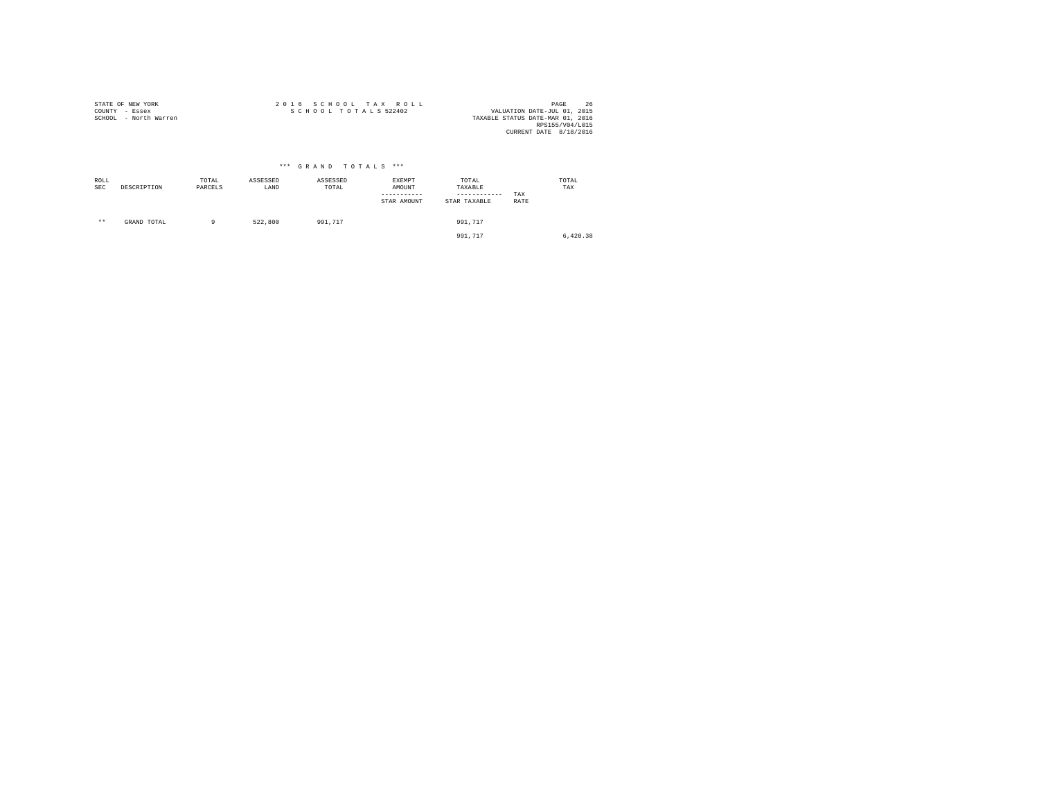STATE OF NEW YORK
COUNTY - Essex
SCHOOL - North Warren

2 0 1 6 S C H O O L T A X R O L L
S C H O O L T O T A L S 522402

VALUATION DATE-JUL 01, 2015
TAXABLE STATUS DATE-MAR 01, 2016
RPS155/V04/L015
CURRENT DATE 8/18/2016

*** G R A N D T O T A L S ***

| ROLL SEC | DESCRIPTION | TOTAL PARCELS | ASSESSED LAND | ASSESSED TOTAL | EXEMPT AMOUNT / STAR AMOUNT | TOTAL TAXABLE / STAR TAXABLE | TAX RATE | TOTAL TAX |
|---|---|---|---|---|---|---|---|---|
| ** | GRAND TOTAL | 9 | 522,800 | 991,717 | | 991,717 | | |
| | | | | | | 991,717 | | 6,420.38 |